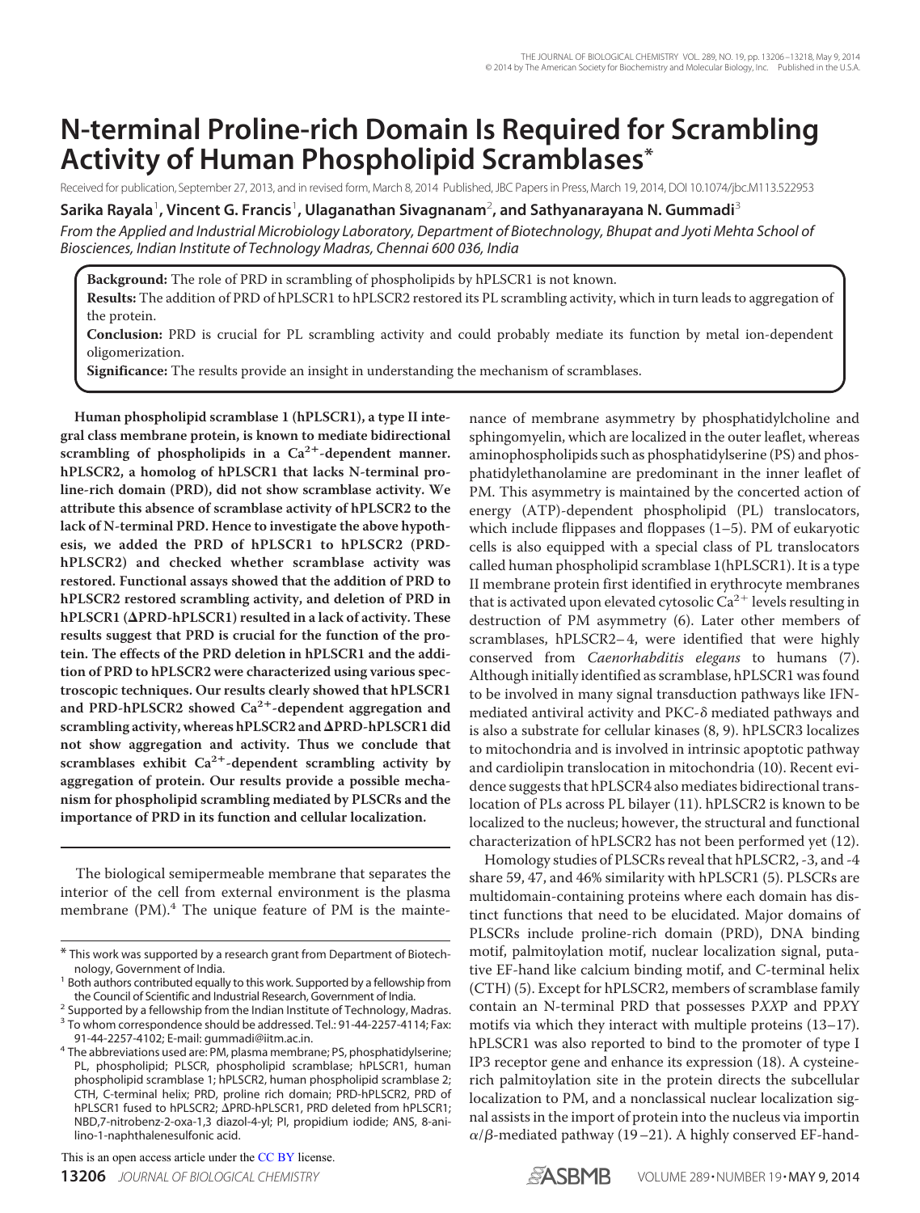# N-terminal Proline-rich Domain Is Required for Scrambling Activity of Human Phospholipid Scramblases*

Received for publication, September 27, 2013, and in revised form, March 8, 2014 Published, JBC Papers in Press, March 19, 2014, DOI 10.1074/jbc.M113.522953

**Sarika Rayala[1], Vincent G. Francis[1], Ulaganathan Sivagnanam[2], and Sathyanarayana N. Gummadi[3]**

*From the Applied and Industrial Microbiology Laboratory, Department of Biotechnology, Bhupat and Jyoti Mehta School of Biosciences, Indian Institute of Technology Madras, Chennai 600 036, India*

**Background:** The role of PRD in scrambling of phospholipids by hPLSCR1 is not known.

**Results:** The addition of PRD of hPLSCR1 to hPLSCR2 restored its PL scrambling activity, which in turn leads to aggregation of the protein.

**Conclusion:** PRD is crucial for PL scrambling activity and could probably mediate its function by metal ion-dependent oligomerization.

**Significance:** The results provide an insight in understanding the mechanism of scramblases.

**Human phospholipid scramblase 1 (hPLSCR1), a type II integral class membrane protein, is known to mediate bidirectional scrambling of phospholipids in a $Ca^{2+}$-dependent manner. hPLSCR2, a homolog of hPLSCR1 that lacks N-terminal proline-rich domain (PRD), did not show scramblase activity. We attribute this absence of scramblase activity of hPLSCR2 to the lack of N-terminal PRD. Hence to investigate the above hypothesis, we added the PRD of hPLSCR1 to hPLSCR2 (PRD-hPLSCR2) and checked whether scramblase activity was restored. Functional assays showed that the addition of PRD to hPLSCR2 restored scrambling activity, and deletion of PRD in hPLSCR1 (ΔPRD-hPLSCR1) resulted in a lack of activity. These results suggest that PRD is crucial for the function of the protein. The effects of the PRD deletion in hPLSCR1 and the addition of PRD to hPLSCR2 were characterized using various spectroscopic techniques. Our results clearly showed that hPLSCR1 and PRD-hPLSCR2 showed $Ca^{2+}$-dependent aggregation and scrambling activity, whereas hPLSCR2 and ΔPRD-hPLSCR1 did not show aggregation and activity. Thus we conclude that scramblases exhibit $Ca^{2+}$-dependent scrambling activity by aggregation of protein. Our results provide a possible mechanism for phospholipid scrambling mediated by PLSCRs and the importance of PRD in its function and cellular localization.**

The biological semipermeable membrane that separates the interior of the cell from external environment is the plasma membrane (PM).[4] The unique feature of PM is the maintenance of membrane asymmetry by phosphatidylcholine and sphingomyelin, which are localized in the outer leaflet, whereas aminophospholipids such as phosphatidylserine (PS) and phosphatidylethanolamine are predominant in the inner leaflet of PM. This asymmetry is maintained by the concerted action of energy (ATP)-dependent phospholipid (PL) translocators, which include flippases and floppases (1–5). PM of eukaryotic cells is also equipped with a special class of PL translocators called human phospholipid scramblase 1(hPLSCR1). It is a type II membrane protein first identified in erythrocyte membranes that is activated upon elevated cytosolic $Ca^{2+}$ levels resulting in destruction of PM asymmetry (6). Later other members of scramblases, hPLSCR2–4, were identified that were highly conserved from *Caenorhabditis elegans* to humans (7). Although initially identified as scramblase, hPLSCR1 was found to be involved in many signal transduction pathways like IFN-mediated antiviral activity and PKC-δ mediated pathways and is also a substrate for cellular kinases (8, 9). hPLSCR3 localizes to mitochondria and is involved in intrinsic apoptotic pathway and cardiolipin translocation in mitochondria (10). Recent evidence suggests that hPLSCR4 also mediates bidirectional translocation of PLs across PL bilayer (11). hPLSCR2 is known to be localized to the nucleus; however, the structural and functional characterization of hPLSCR2 has not been performed yet (12).

Homology studies of PLSCRs reveal that hPLSCR2, -3, and -4 share 59, 47, and 46% similarity with hPLSCR1 (5). PLSCRs are multidomain-containing proteins where each domain has distinct functions that need to be elucidated. Major domains of PLSCRs include proline-rich domain (PRD), DNA binding motif, palmitoylation motif, nuclear localization signal, putative EF-hand like calcium binding motif, and C-terminal helix (CTH) (5). Except for hPLSCR2, members of scramblase family contain an N-terminal PRD that possesses P*XX*P and PP*X*Y motifs via which they interact with multiple proteins (13–17). hPLSCR1 was also reported to bind to the promoter of type I IP3 receptor gene and enhance its expression (18). A cysteine-rich palmitoylation site in the protein directs the subcellular localization to PM, and a nonclassical nuclear localization signal assists in the import of protein into the nucleus via importin $\alpha/\beta$-mediated pathway (19–21). A highly conserved EF-hand-

---

* This work was supported by a research grant from Department of Biotechnology, Government of India.

[1] Both authors contributed equally to this work. Supported by a fellowship from the Council of Scientific and Industrial Research, Government of India.

[2] Supported by a fellowship from the Indian Institute of Technology, Madras.

[3] To whom correspondence should be addressed. Tel.: 91-44-2257-4114; Fax: 91-44-2257-4102; E-mail: gummadi@iitm.ac.in.

[4] The abbreviations used are: PM, plasma membrane; PS, phosphatidylserine; PL, phospholipid; PLSCR, phospholipid scramblase; hPLSCR1, human phospholipid scramblase 1; hPLSCR2, human phospholipid scramblase 2; CTH, C-terminal helix; PRD, proline rich domain; PRD-hPLSCR2, PRD of hPLSCR1 fused to hPLSCR2; ΔPRD-hPLSCR1, PRD deleted from hPLSCR1; NBD,7-nitrobenz-2-oxa-1,3 diazol-4-yl; PI, propidium iodide; ANS, 8-anilino-1-naphthalenesulfonic acid.

This is an open access article under the CC BY license.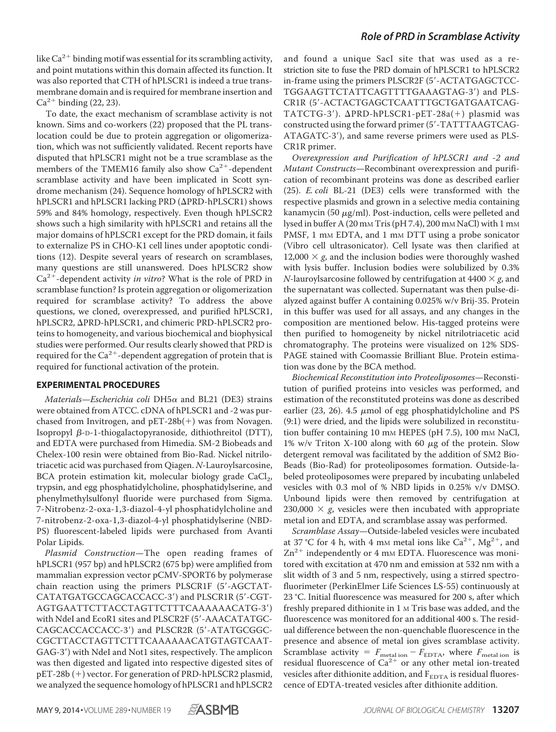like $Ca^{2+}$ binding motif was essential for its scrambling activity, and point mutations within this domain affected its function. It was also reported that CTH of hPLSCR1 is indeed a true transmembrane domain and is required for membrane insertion and $Ca^{2+}$ binding (22, 23).

To date, the exact mechanism of scramblase activity is not known. Sims and co-workers (22) proposed that the PL translocation could be due to protein aggregation or oligomerization, which was not sufficiently validated. Recent reports have disputed that hPLSCR1 might not be a true scramblase as the members of the TMEM16 family also show $Ca^{2+}$-dependent scramblase activity and have been implicated in Scott syndrome mechanism (24). Sequence homology of hPLSCR2 with hPLSCR1 and hPLSCR1 lacking PRD (ΔPRD-hPLSCR1) shows 59% and 84% homology, respectively. Even though hPLSCR2 shows such a high similarity with hPLSCR1 and retains all the major domains of hPLSCR1 except for the PRD domain, it fails to externalize PS in CHO-K1 cell lines under apoptotic conditions (12). Despite several years of research on scramblases, many questions are still unanswered. Does hPLSCR2 show $Ca^{2+}$-dependent activity *in vitro*? What is the role of PRD in scramblase function? Is protein aggregation or oligomerization required for scramblase activity? To address the above questions, we cloned, overexpressed, and purified hPLSCR1, hPLSCR2, ΔPRD-hPLSCR1, and chimeric PRD-hPLSCR2 proteins to homogeneity, and various biochemical and biophysical studies were performed. Our results clearly showed that PRD is required for the $Ca^{2+}$-dependent aggregation of protein that is required for functional activation of the protein.

## EXPERIMENTAL PROCEDURES

*Materials*—*Escherichia coli* DH5α and BL21 (DE3) strains were obtained from ATCC. cDNA of hPLSCR1 and -2 was purchased from Invitrogen, and pET-28b(+) was from Novagen. Isopropyl β-D-1-thiogalactopyranoside, dithiothreitol (DTT), and EDTA were purchased from Himedia. SM-2 Biobeads and Chelex-100 resin were obtained from Bio-Rad. Nickel nitrilotriacetic acid was purchased from Qiagen. *N*-Lauroylsarcosine, BCA protein estimation kit, molecular biology grade $CaCl_2$, trypsin, and egg phosphatidylcholine, phosphatidylserine, and phenylmethylsulfonyl fluoride were purchased from Sigma. 7-Nitrobenz-2-oxa-1,3-diazol-4-yl phosphatidylcholine and 7-nitrobenz-2-oxa-1,3-diazol-4-yl phosphatidylserine (NBD-PS) fluorescent-labeled lipids were purchased from Avanti Polar Lipids.

*Plasmid Construction*—The open reading frames of hPLSCR1 (957 bp) and hPLSCR2 (675 bp) were amplified from mammalian expression vector pCMV-SPORT6 by polymerase chain reaction using the primers PLSCR1F (5′-AGCTATCATATGATGCCAGCACCACC-3′) and PLSCR1R (5′-CGTAGTGAATTCTTACCTAGTTCTTTCAAAAAACATG-3′) with NdeI and EcoR1 sites and PLSCR2F (5′-AAACATATGCCAGCACCACCACC-3′) and PLSCR2R (5′-ATATGCGGCCGCTTACCTAGTTCTTTCAAAAAACATGTAGTCAATGAG-3′) with NdeI and Not1 sites, respectively. The amplicon was then digested and ligated into respective digested sites of pET-28b (+) vector. For generation of PRD-hPLSCR2 plasmid, we analyzed the sequence homology of hPLSCR1 and hPLSCR2 and found a unique SacI site that was used as a restriction site to fuse the PRD domain of hPLSCR1 to hPLSCR2 in-frame using the primers PLSCR2F (5′-ACTATGAGCTCCTGGAAGTTCTATTCAGTTTTGAAAGTAG-3′) and PLSCR1R (5′-ACTACTGAGCTCAATTTGCTGATGAATCAGTATCTG-3′). ΔPRD-hPLSCR1-pET-28a(+) plasmid was constructed using the forward primer (5′-TATTTAAGTCAGATAGATC-3′), and same reverse primers were used as PLSCR1R primer.

*Overexpression and Purification of hPLSCR1 and -2 and Mutant Constructs*—Recombinant overexpression and purification of recombinant proteins was done as described earlier (25). *E. coli* BL-21 (DE3) cells were transformed with the respective plasmids and grown in a selective media containing kanamycin (50 μg/ml). Post-induction, cells were pelleted and lysed in buffer A (20 mM Tris (pH 7.4), 200 mM NaCl) with 1 mM PMSF, 1 mM EDTA, and 1 mM DTT using a probe sonicator (Vibro cell ultrasonicator). Cell lysate was then clarified at 12,000 × *g*, and the inclusion bodies were thoroughly washed with lysis buffer. Inclusion bodies were solubilized by 0.3% *N*-lauroylsarcosine followed by centrifugation at 4400 × *g*, and the supernatant was collected. Supernatant was then pulse-dialyzed against buffer A containing 0.025% w/v Brij-35. Protein in this buffer was used for all assays, and any changes in the composition are mentioned below. His-tagged proteins were then purified to homogeneity by nickel nitrilotriacetic acid chromatography. The proteins were visualized on 12% SDS-PAGE stained with Coomassie Brilliant Blue. Protein estimation was done by the BCA method.

*Biochemical Reconstitution into Proteoliposomes*—Reconstitution of purified proteins into vesicles was performed, and estimation of the reconstituted proteins was done as described earlier (23, 26). 4.5 μmol of egg phosphatidylcholine and PS (9:1) were dried, and the lipids were solubilized in reconstitution buffer containing 10 mM HEPES (pH 7.5), 100 mM NaCl, 1% w/v Triton X-100 along with 60 μg of the protein. Slow detergent removal was facilitated by the addition of SM2 Bio-Beads (Bio-Rad) for proteoliposomes formation. Outside-labeled proteoliposomes were prepared by incubating unlabeled vesicles with 0.3 mol of % NBD lipids in 0.25% v/v DMSO. Unbound lipids were then removed by centrifugation at 230,000 × *g*, vesicles were then incubated with appropriate metal ion and EDTA, and scramblase assay was performed.

*Scramblase Assay*—Outside-labeled vesicles were incubated at 37 °C for 4 h, with 4 mM metal ions like $Ca^{2+}$, $Mg^{2+}$, and $Zn^{2+}$ independently or 4 mM EDTA. Fluorescence was monitored with excitation at 470 nm and emission at 532 nm with a slit width of 3 and 5 nm, respectively, using a stirred spectrofluorimeter (PerkinElmer Life Sciences LS-55) continuously at 23 °C. Initial fluorescence was measured for 200 s, after which freshly prepared dithionite in 1 M Tris base was added, and the fluorescence was monitored for an additional 400 s. The residual difference between the non-quenchable fluorescence in the presence and absence of metal ion gives scramblase activity. Scramblase activity = $F_{\text{metal ion}} - F_{\text{EDTA}}$, where $F_{\text{metal ion}}$ is residual fluorescence of $Ca^{2+}$ or any other metal ion-treated vesicles after dithionite addition, and $F_{\text{EDTA}}$ is residual fluorescence of EDTA-treated vesicles after dithionite addition.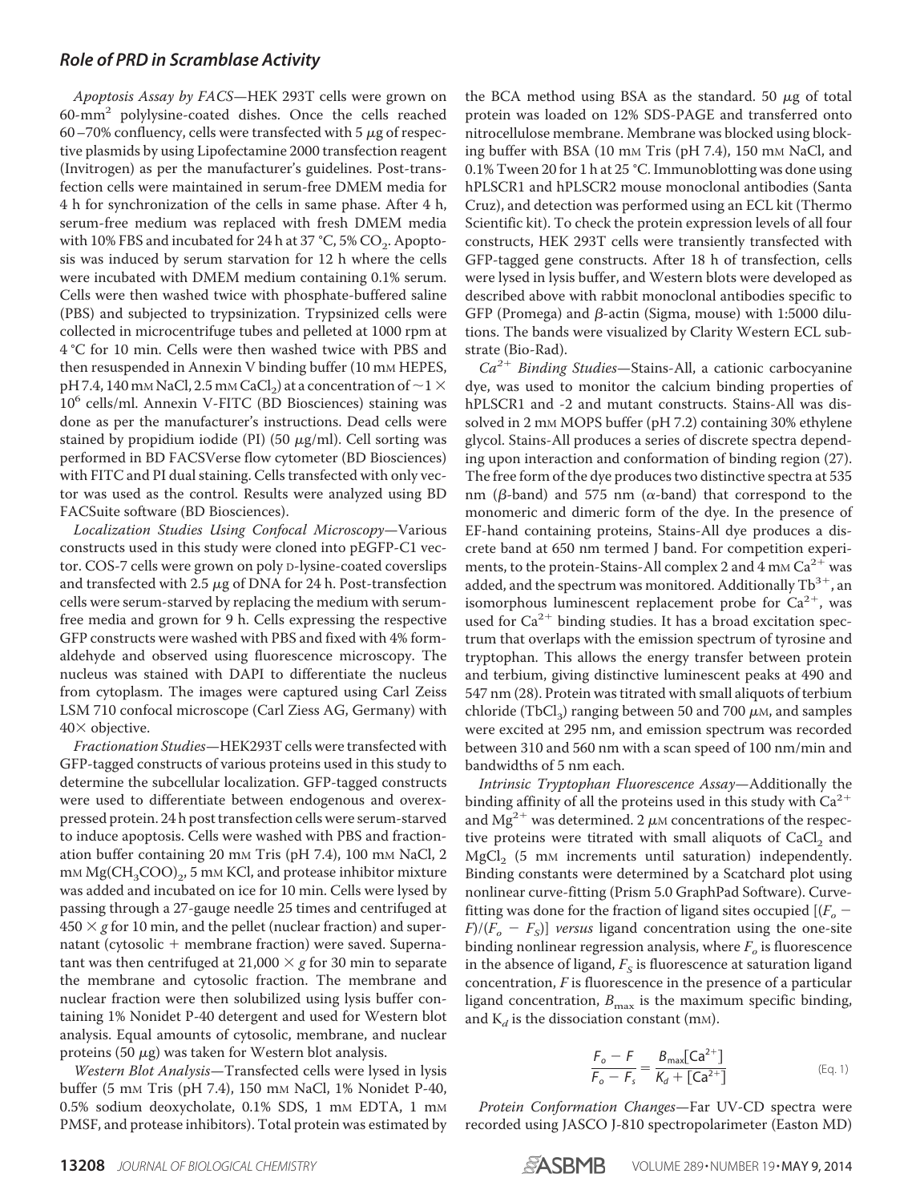*Apoptosis Assay by FACS*—HEK 293T cells were grown on 60-mm$^2$ polylysine-coated dishes. Once the cells reached 60–70% confluency, cells were transfected with 5 $\mu$g of respective plasmids by using Lipofectamine 2000 transfection reagent (Invitrogen) as per the manufacturer's guidelines. Post-transfection cells were maintained in serum-free DMEM media for 4 h for synchronization of the cells in same phase. After 4 h, serum-free medium was replaced with fresh DMEM media with 10% FBS and incubated for 24 h at 37 °C, 5% $CO_2$. Apoptosis was induced by serum starvation for 12 h where the cells were incubated with DMEM medium containing 0.1% serum. Cells were then washed twice with phosphate-buffered saline (PBS) and subjected to trypsinization. Trypsinized cells were collected in microcentrifuge tubes and pelleted at 1000 rpm at 4 °C for 10 min. Cells were then washed twice with PBS and then resuspended in Annexin V binding buffer (10 mM HEPES, pH 7.4, 140 mM NaCl, 2.5 mM $CaCl_2$) at a concentration of ~$1 \times 10^6$ cells/ml. Annexin V-FITC (BD Biosciences) staining was done as per the manufacturer's instructions. Dead cells were stained by propidium iodide (PI) (50 $\mu$g/ml). Cell sorting was performed in BD FACSVerse flow cytometer (BD Biosciences) with FITC and PI dual staining. Cells transfected with only vector was used as the control. Results were analyzed using BD FACSuite software (BD Biosciences).

*Localization Studies Using Confocal Microscopy*—Various constructs used in this study were cloned into pEGFP-C1 vector. COS-7 cells were grown on poly D-lysine-coated coverslips and transfected with 2.5 $\mu$g of DNA for 24 h. Post-transfection cells were serum-starved by replacing the medium with serum-free media and grown for 9 h. Cells expressing the respective GFP constructs were washed with PBS and fixed with 4% formaldehyde and observed using fluorescence microscopy. The nucleus was stained with DAPI to differentiate the nucleus from cytoplasm. The images were captured using Carl Zeiss LSM 710 confocal microscope (Carl Ziess AG, Germany) with 40× objective.

*Fractionation Studies*—HEK293T cells were transfected with GFP-tagged constructs of various proteins used in this study to determine the subcellular localization. GFP-tagged constructs were used to differentiate between endogenous and overexpressed protein. 24 h post transfection cells were serum-starved to induce apoptosis. Cells were washed with PBS and fractionation buffer containing 20 mM Tris (pH 7.4), 100 mM NaCl, 2 mM $Mg(CH_3COO)_2$, 5 mM KCl, and protease inhibitor mixture was added and incubated on ice for 10 min. Cells were lysed by passing through a 27-gauge needle 25 times and centrifuged at 450 × *g* for 10 min, and the pellet (nuclear fraction) and supernatant (cytosolic + membrane fraction) were saved. Supernatant was then centrifuged at 21,000 × *g* for 30 min to separate the membrane and cytosolic fraction. The membrane and nuclear fraction were then solubilized using lysis buffer containing 1% Nonidet P-40 detergent and used for Western blot analysis. Equal amounts of cytosolic, membrane, and nuclear proteins (50 $\mu$g) was taken for Western blot analysis.

*Western Blot Analysis*—Transfected cells were lysed in lysis buffer (5 mM Tris (pH 7.4), 150 mM NaCl, 1% Nonidet P-40, 0.5% sodium deoxycholate, 0.1% SDS, 1 mM EDTA, 1 mM PMSF, and protease inhibitors). Total protein was estimated by the BCA method using BSA as the standard. 50 $\mu$g of total protein was loaded on 12% SDS-PAGE and transferred onto nitrocellulose membrane. Membrane was blocked using blocking buffer with BSA (10 mM Tris (pH 7.4), 150 mM NaCl, and 0.1% Tween 20 for 1 h at 25 °C. Immunoblotting was done using hPLSCR1 and hPLSCR2 mouse monoclonal antibodies (Santa Cruz), and detection was performed using an ECL kit (Thermo Scientific kit). To check the protein expression levels of all four constructs, HEK 293T cells were transiently transfected with GFP-tagged gene constructs. After 18 h of transfection, cells were lysed in lysis buffer, and Western blots were developed as described above with rabbit monoclonal antibodies specific to GFP (Promega) and $\beta$-actin (Sigma, mouse) with 1:5000 dilutions. The bands were visualized by Clarity Western ECL substrate (Bio-Rad).

*$Ca^{2+}$ Binding Studies*—Stains-All, a cationic carbocyanine dye, was used to monitor the calcium binding properties of hPLSCR1 and -2 and mutant constructs. Stains-All was dissolved in 2 mM MOPS buffer (pH 7.2) containing 30% ethylene glycol. Stains-All produces a series of discrete spectra depending upon interaction and conformation of binding region (27). The free form of the dye produces two distinctive spectra at 535 nm ($\beta$-band) and 575 nm ($\alpha$-band) that correspond to the monomeric and dimeric form of the dye. In the presence of EF-hand containing proteins, Stains-All dye produces a discrete band at 650 nm termed J band. For competition experiments, to the protein-Stains-All complex 2 and 4 mM $Ca^{2+}$ was added, and the spectrum was monitored. Additionally $Tb^{3+}$, an isomorphous luminescent replacement probe for $Ca^{2+}$, was used for $Ca^{2+}$ binding studies. It has a broad excitation spectrum that overlaps with the emission spectrum of tyrosine and tryptophan. This allows the energy transfer between protein and terbium, giving distinctive luminescent peaks at 490 and 547 nm (28). Protein was titrated with small aliquots of terbium chloride ($TbCl_3$) ranging between 50 and 700 $\mu$M, and samples were excited at 295 nm, and emission spectrum was recorded between 310 and 560 nm with a scan speed of 100 nm/min and bandwidths of 5 nm each.

*Intrinsic Tryptophan Fluorescence Assay*—Additionally the binding affinity of all the proteins used in this study with $Ca^{2+}$ and $Mg^{2+}$ was determined. 2 $\mu$M concentrations of the respective proteins were titrated with small aliquots of $CaCl_2$ and $MgCl_2$ (5 mM increments until saturation) independently. Binding constants were determined by a Scatchard plot using nonlinear curve-fitting (Prism 5.0 GraphPad Software). Curve-fitting was done for the fraction of ligand sites occupied [$(F_o - F)/(F_o - F_S)$] *versus* ligand concentration using the one-site binding nonlinear regression analysis, where $F_o$ is fluorescence in the absence of ligand, $F_S$ is fluorescence at saturation ligand concentration, $F$ is fluorescence in the presence of a particular ligand concentration, $B_{max}$ is the maximum specific binding, and $K_d$ is the dissociation constant (mM).

$$\frac{F_o - F}{F_o - F_s} = \frac{B_{max}[Ca^{2+}]}{K_d + [Ca^{2+}]} \quad \text{(Eq. 1)}$$

*Protein Conformation Changes*—Far UV-CD spectra were recorded using JASCO J-810 spectropolarimeter (Easton MD)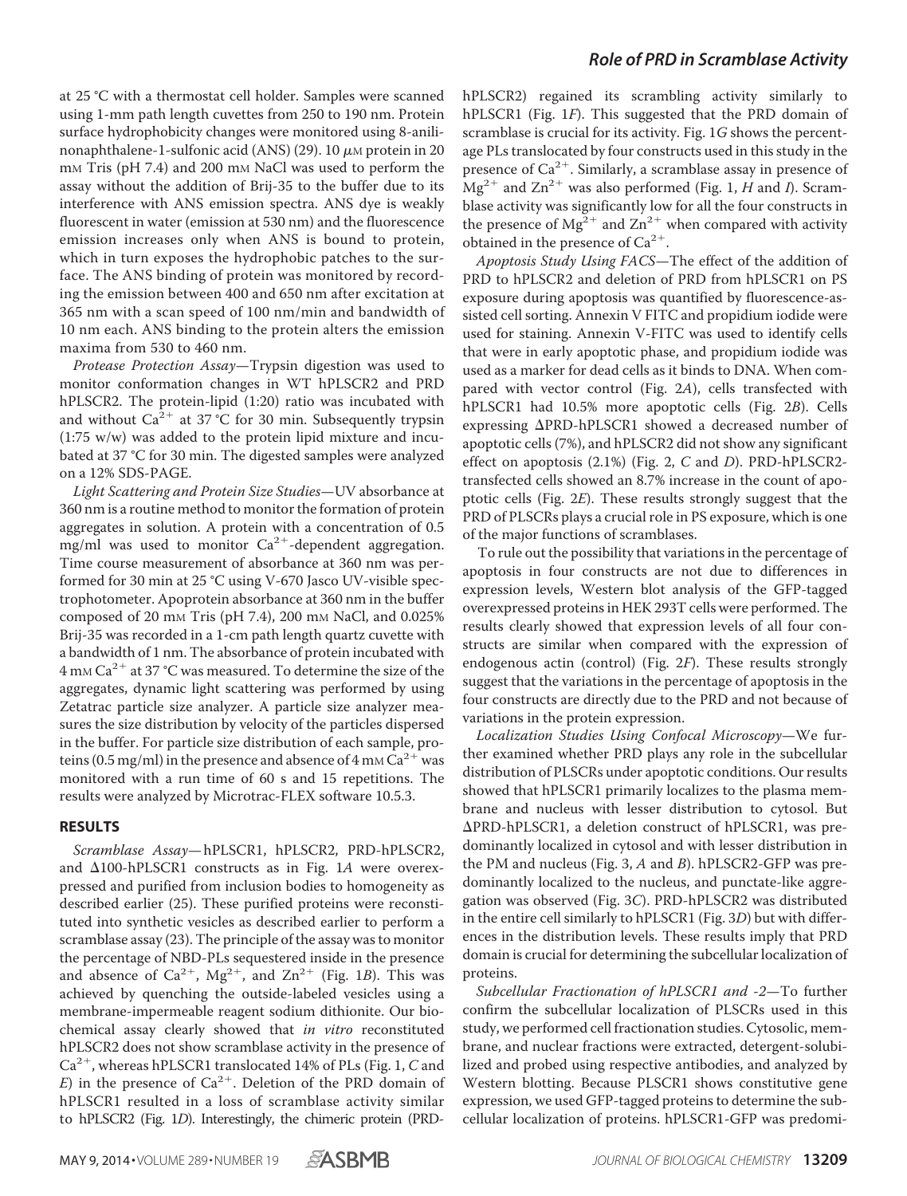at 25 °C with a thermostat cell holder. Samples were scanned using 1-mm path length cuvettes from 250 to 190 nm. Protein surface hydrophobicity changes were monitored using 8-anilinonaphthalene-1-sulfonic acid (ANS) (29). 10 μM protein in 20 mM Tris (pH 7.4) and 200 mM NaCl was used to perform the assay without the addition of Brij-35 to the buffer due to its interference with ANS emission spectra. ANS dye is weakly fluorescent in water (emission at 530 nm) and the fluorescence emission increases only when ANS is bound to protein, which in turn exposes the hydrophobic patches to the surface. The ANS binding of protein was monitored by recording the emission between 400 and 650 nm after excitation at 365 nm with a scan speed of 100 nm/min and bandwidth of 10 nm each. ANS binding to the protein alters the emission maxima from 530 to 460 nm.

*Protease Protection Assay*—Trypsin digestion was used to monitor conformation changes in WT hPLSCR2 and PRD hPLSCR2. The protein-lipid (1:20) ratio was incubated with and without $Ca^{2+}$ at 37 °C for 30 min. Subsequently trypsin (1:75 w/w) was added to the protein lipid mixture and incubated at 37 °C for 30 min. The digested samples were analyzed on a 12% SDS-PAGE.

*Light Scattering and Protein Size Studies*—UV absorbance at 360 nm is a routine method to monitor the formation of protein aggregates in solution. A protein with a concentration of 0.5 mg/ml was used to monitor $Ca^{2+}$-dependent aggregation. Time course measurement of absorbance at 360 nm was performed for 30 min at 25 °C using V-670 Jasco UV-visible spectrophotometer. Apoprotein absorbance at 360 nm in the buffer composed of 20 mM Tris (pH 7.4), 200 mM NaCl, and 0.025% Brij-35 was recorded in a 1-cm path length quartz cuvette with a bandwidth of 1 nm. The absorbance of protein incubated with 4 mM $Ca^{2+}$ at 37 °C was measured. To determine the size of the aggregates, dynamic light scattering was performed by using Zetatrac particle size analyzer. A particle size analyzer measures the size distribution by velocity of the particles dispersed in the buffer. For particle size distribution of each sample, proteins (0.5 mg/ml) in the presence and absence of 4 mM $Ca^{2+}$ was monitored with a run time of 60 s and 15 repetitions. The results were analyzed by Microtrac-FLEX software 10.5.3.

## RESULTS

*Scramblase Assay*—hPLSCR1, hPLSCR2, PRD-hPLSCR2, and Δ100-hPLSCR1 constructs as in Fig. 1*A* were overexpressed and purified from inclusion bodies to homogeneity as described earlier (25). These purified proteins were reconstituted into synthetic vesicles as described earlier to perform a scramblase assay (23). The principle of the assay was to monitor the percentage of NBD-PLs sequestered inside in the presence and absence of $Ca^{2+}$, $Mg^{2+}$, and $Zn^{2+}$ (Fig. 1*B*). This was achieved by quenching the outside-labeled vesicles using a membrane-impermeable reagent sodium dithionite. Our biochemical assay clearly showed that *in vitro* reconstituted hPLSCR2 does not show scramblase activity in the presence of $Ca^{2+}$, whereas hPLSCR1 translocated 14% of PLs (Fig. 1, *C* and *E*) in the presence of $Ca^{2+}$. Deletion of the PRD domain of hPLSCR1 resulted in a loss of scramblase activity similar to hPLSCR2 (Fig. 1*D*). Interestingly, the chimeric protein (PRD-hPLSCR2) regained its scrambling activity similarly to hPLSCR1 (Fig. 1*F*). This suggested that the PRD domain of scramblase is crucial for its activity. Fig. 1*G* shows the percentage PLs translocated by four constructs used in this study in the presence of $Ca^{2+}$. Similarly, a scramblase assay in presence of $Mg^{2+}$ and $Zn^{2+}$ was also performed (Fig. 1, *H* and *I*). Scramblase activity was significantly low for all the four constructs in the presence of $Mg^{2+}$ and $Zn^{2+}$ when compared with activity obtained in the presence of $Ca^{2+}$.

*Apoptosis Study Using FACS*—The effect of the addition of PRD to hPLSCR2 and deletion of PRD from hPLSCR1 on PS exposure during apoptosis was quantified by fluorescence-assisted cell sorting. Annexin V FITC and propidium iodide were used for staining. Annexin V-FITC was used to identify cells that were in early apoptotic phase, and propidium iodide was used as a marker for dead cells as it binds to DNA. When compared with vector control (Fig. 2*A*), cells transfected with hPLSCR1 had 10.5% more apoptotic cells (Fig. 2*B*). Cells expressing ΔPRD-hPLSCR1 showed a decreased number of apoptotic cells (7%), and hPLSCR2 did not show any significant effect on apoptosis (2.1%) (Fig. 2, *C* and *D*). PRD-hPLSCR2-transfected cells showed an 8.7% increase in the count of apoptotic cells (Fig. 2*E*). These results strongly suggest that the PRD of PLSCRs plays a crucial role in PS exposure, which is one of the major functions of scramblases.

To rule out the possibility that variations in the percentage of apoptosis in four constructs are not due to differences in expression levels, Western blot analysis of the GFP-tagged overexpressed proteins in HEK 293T cells were performed. The results clearly showed that expression levels of all four constructs are similar when compared with the expression of endogenous actin (control) (Fig. 2*F*). These results strongly suggest that the variations in the percentage of apoptosis in the four constructs are directly due to the PRD and not because of variations in the protein expression.

*Localization Studies Using Confocal Microscopy*—We further examined whether PRD plays any role in the subcellular distribution of PLSCRs under apoptotic conditions. Our results showed that hPLSCR1 primarily localizes to the plasma membrane and nucleus with lesser distribution to cytosol. But ΔPRD-hPLSCR1, a deletion construct of hPLSCR1, was predominantly localized in cytosol and with lesser distribution in the PM and nucleus (Fig. 3, *A* and *B*). hPLSCR2-GFP was predominantly localized to the nucleus, and punctate-like aggregation was observed (Fig. 3*C*). PRD-hPLSCR2 was distributed in the entire cell similarly to hPLSCR1 (Fig. 3*D*) but with differences in the distribution levels. These results imply that PRD domain is crucial for determining the subcellular localization of proteins.

*Subcellular Fractionation of hPLSCR1 and -2*—To further confirm the subcellular localization of PLSCRs used in this study, we performed cell fractionation studies. Cytosolic, membrane, and nuclear fractions were extracted, detergent-solubilized and probed using respective antibodies, and analyzed by Western blotting. Because PLSCR1 shows constitutive gene expression, we used GFP-tagged proteins to determine the subcellular localization of proteins. hPLSCR1-GFP was predomi-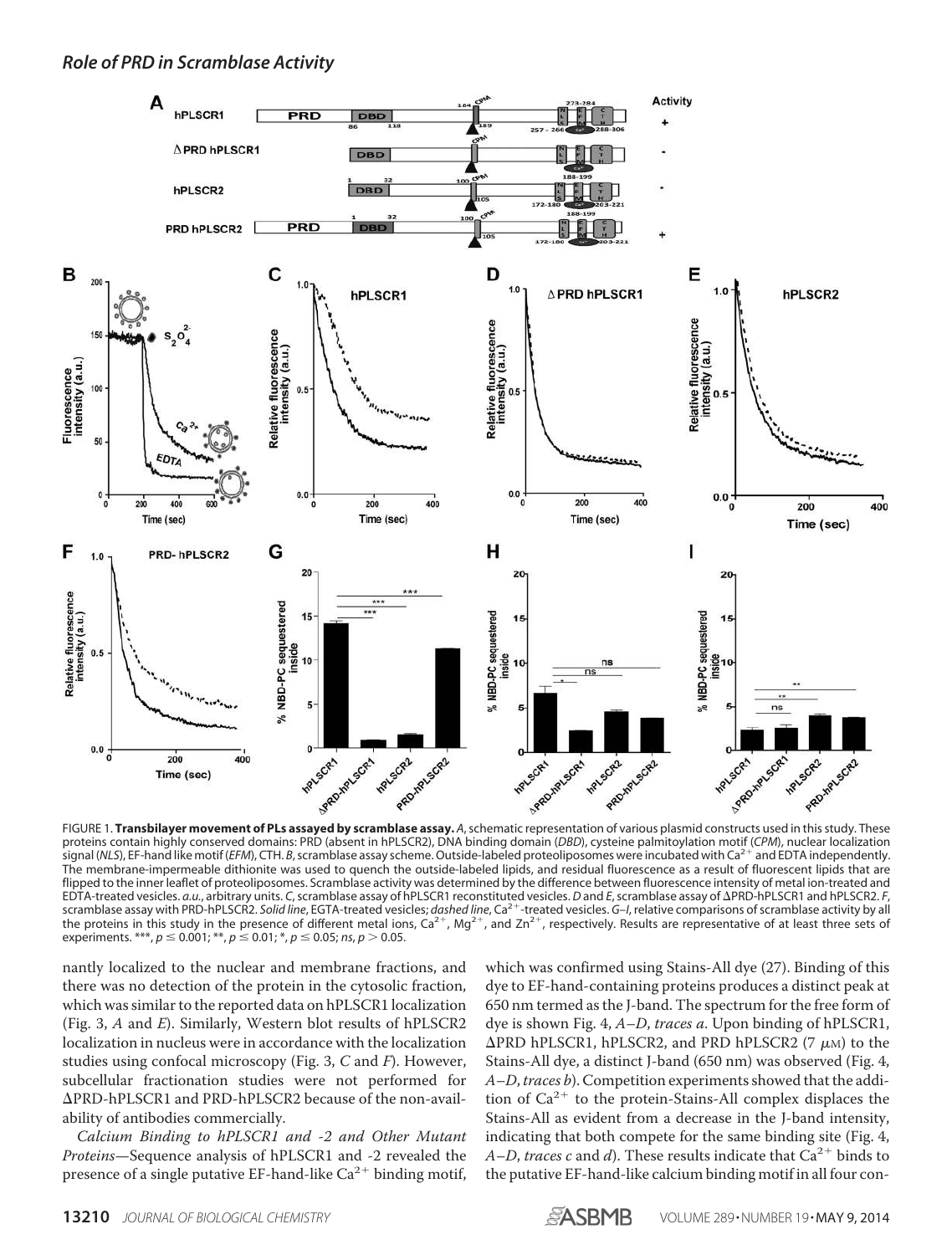FIGURE 1. **Transbilayer movement of PLs assayed by scramblase assay.** *A*, schematic representation of various plasmid constructs used in this study. These proteins contain highly conserved domains: PRD (absent in hPLSCR2), DNA binding domain (*DBD*), cysteine palmitoylation motif (*CPM*), nuclear localization signal (*NLS*), EF-hand like motif (*EFM*), CTH. *B*, scramblase assay scheme. Outside-labeled proteoliposomes were incubated with $Ca^{2+}$ and EDTA independently. The membrane-impermeable dithionite was used to quench the outside-labeled lipids, and residual fluorescence as a result of fluorescent lipids that are flipped to the inner leaflet of proteoliposomes. Scramblase activity was determined by the difference between fluorescence intensity of metal ion-treated and EDTA-treated vesicles. *a.u.*, arbitrary units. *C*, scramblase assay of hPLSCR1 reconstituted vesicles. *D* and *E*, scramblase assay of ΔPRD-hPLSCR1 and hPLSCR2. *F*, scramblase assay with PRD-hPLSCR2. *Solid line*, EGTA-treated vesicles; *dashed line*, $Ca^{2+}$-treated vesicles. *G–I*, relative comparisons of scramblase activity by all the proteins in this study in the presence of different metal ions, $Ca^{2+}$, $Mg^{2+}$, and $Zn^{2+}$, respectively. Results are representative of at least three sets of experiments. ***, $p \leq 0.001$; **, $p \leq 0.01$; *, $p \leq 0.05$; *ns*, $p > 0.05$.

nantly localized to the nuclear and membrane fractions, and there was no detection of the protein in the cytosolic fraction, which was similar to the reported data on hPLSCR1 localization (Fig. 3, *A* and *E*). Similarly, Western blot results of hPLSCR2 localization in nucleus were in accordance with the localization studies using confocal microscopy (Fig. 3, *C* and *F*). However, subcellular fractionation studies were not performed for ΔPRD-hPLSCR1 and PRD-hPLSCR2 because of the non-availability of antibodies commercially.

*Calcium Binding to hPLSCR1 and -2 and Other Mutant Proteins*—Sequence analysis of hPLSCR1 and -2 revealed the presence of a single putative EF-hand-like $Ca^{2+}$ binding motif, which was confirmed using Stains-All dye (27). Binding of this dye to EF-hand-containing proteins produces a distinct peak at 650 nm termed as the J-band. The spectrum for the free form of dye is shown Fig. 4, *A–D*, *traces a*. Upon binding of hPLSCR1, ΔPRD hPLSCR1, hPLSCR2, and PRD hPLSCR2 (7 μM) to the Stains-All dye, a distinct J-band (650 nm) was observed (Fig. 4, *A–D*, *traces b*). Competition experiments showed that the addition of $Ca^{2+}$ to the protein-Stains-All complex displaces the Stains-All as evident from a decrease in the J-band intensity, indicating that both compete for the same binding site (Fig. 4, *A–D*, *traces c* and *d*). These results indicate that $Ca^{2+}$ binds to the putative EF-hand-like calcium binding motif in all four con-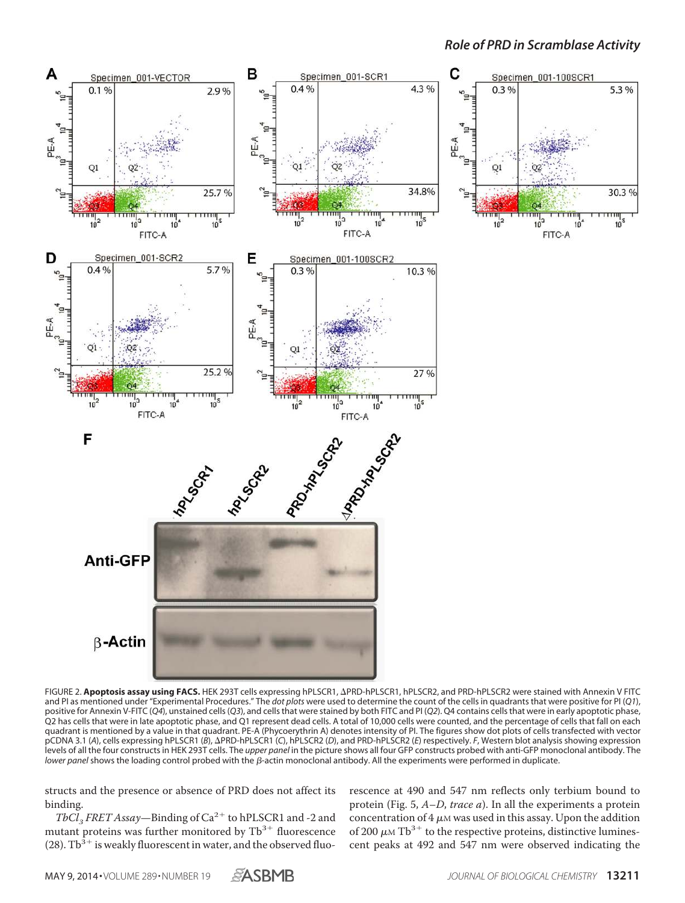FIGURE 2. **Apoptosis assay using FACS.** HEK 293T cells expressing hPLSCR1, ΔPRD-hPLSCR1, hPLSCR2, and PRD-hPLSCR2 were stained with Annexin V FITC and PI as mentioned under "Experimental Procedures." The *dot plots* were used to determine the count of the cells in quadrants that were positive for PI (*Q1*), positive for Annexin V-FITC (*Q4*), unstained cells (*Q3*), and cells that were stained by both FITC and PI (*Q2*). Q4 contains cells that were in early apoptotic phase, Q2 has cells that were in late apoptotic phase, and Q1 represent dead cells. A total of 10,000 cells were counted, and the percentage of cells that fall on each quadrant is mentioned by a value in that quadrant. PE-A (Phycoerythrin A) denotes intensity of PI. The figures show dot plots of cells transfected with vector pCDNA 3.1 (*A*), cells expressing hPLSCR1 (*B*), ΔPRD-hPLSCR1 (*C*), hPLSCR2 (*D*), and PRD-hPLSCR2 (*E*) respectively. *F*, Western blot analysis showing expression levels of all the four constructs in HEK 293T cells. The *upper panel* in the picture shows all four GFP constructs probed with anti-GFP monoclonal antibody. The *lower panel* shows the loading control probed with the β-actin monoclonal antibody. All the experiments were performed in duplicate.

structs and the presence or absence of PRD does not affect its binding.

*$TbCl_3$ FRET Assay*—Binding of $Ca^{2+}$ to hPLSCR1 and -2 and mutant proteins was further monitored by $Tb^{3+}$ fluorescence (28). $Tb^{3+}$ is weakly fluorescent in water, and the observed fluorescence at 490 and 547 nm reflects only terbium bound to protein (Fig. 5, *A–D*, *trace a*). In all the experiments a protein concentration of 4 μM was used in this assay. Upon the addition of 200 μM $Tb^{3+}$ to the respective proteins, distinctive luminescent peaks at 492 and 547 nm were observed indicating the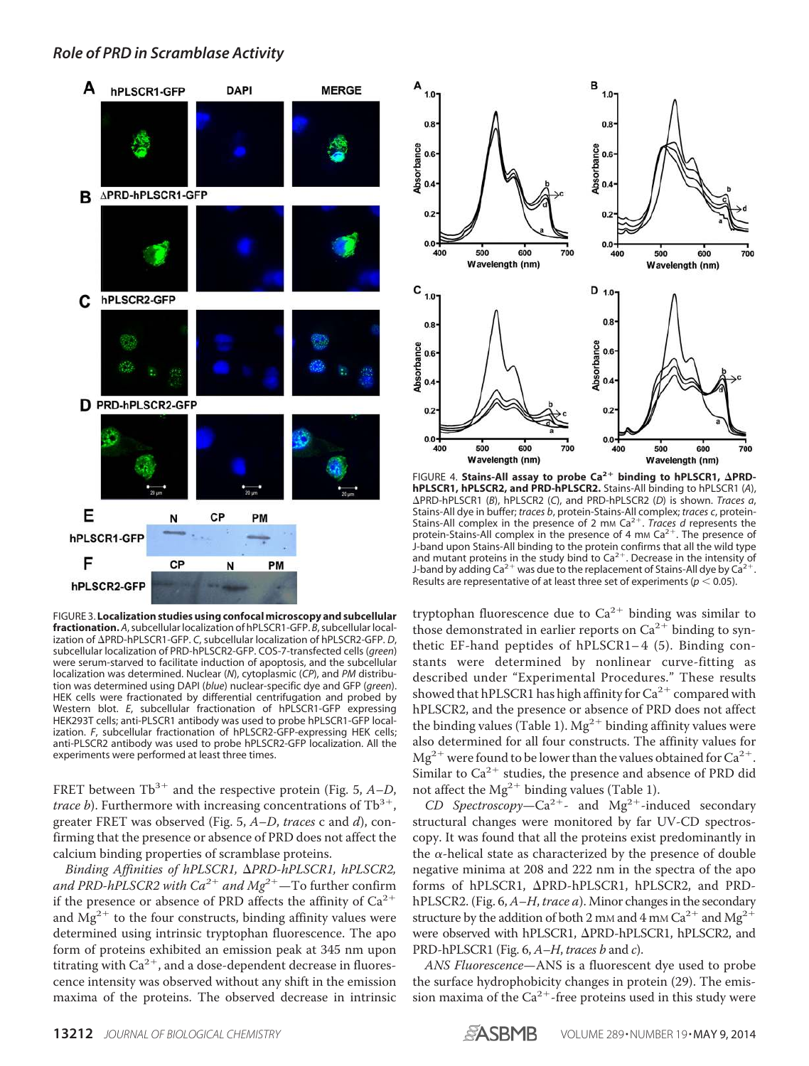FIGURE 3. **Localization studies using confocal microscopy and subcellular fractionation.** *A*, subcellular localization of hPLSCR1-GFP. *B*, subcellular localization of ΔPRD-hPLSCR1-GFP. *C*, subcellular localization of hPLSCR2-GFP. *D*, subcellular localization of PRD-hPLSCR2-GFP. COS-7-transfected cells (*green*) were serum-starved to facilitate induction of apoptosis, and the subcellular localization was determined. Nuclear (*N*), cytoplasmic (*CP*), and *PM* distribution was determined using DAPI (*blue*) nuclear-specific dye and GFP (*green*). HEK cells were fractionated by differential centrifugation and probed by Western blot. *E*, subcellular fractionation of hPLSCR1-GFP expressing HEK293T cells; anti-PLSCR1 antibody was used to probe hPLSCR1-GFP localization. *F*, subcellular fractionation of hPLSCR2-GFP-expressing HEK cells; anti-PLSCR2 antibody was used to probe hPLSCR2-GFP localization. All the experiments were performed at least three times.

FIGURE 4. **Stains-All assay to probe $Ca^{2+}$ binding to hPLSCR1, ΔPRD-hPLSCR1, hPLSCR2, and PRD-hPLSCR2.** Stains-All binding to hPLSCR1 (*A*), ΔPRD-hPLSCR1 (*B*), hPLSCR2 (*C*), and PRD-hPLSCR2 (*D*) is shown. *Traces a*, Stains-All dye in buffer; *traces b*, protein-Stains-All complex; *traces c*, protein-Stains-All complex in the presence of 2 mM $Ca^{2+}$. *Traces d* represents the protein-Stains-All complex in the presence of 4 mM $Ca^{2+}$. The presence of J-band upon Stains-All binding to the protein confirms that all the wild type and mutant proteins in the study bind to $Ca^{2+}$. Decrease in the intensity of J-band by adding $Ca^{2+}$ was due to the replacement of Stains-All dye by $Ca^{2+}$. Results are representative of at least three set of experiments ($p < 0.05$).

FRET between $Tb^{3+}$ and the respective protein (Fig. 5, *A–D*, *trace b*). Furthermore with increasing concentrations of $Tb^{3+}$, greater FRET was observed (Fig. 5, *A–D*, *traces* c and *d*), confirming that the presence or absence of PRD does not affect the calcium binding properties of scramblase proteins.

*Binding Affinities of hPLSCR1, ΔPRD-hPLSCR1, hPLSCR2, and PRD-hPLSCR2 with $Ca^{2+}$ and $Mg^{2+}$*—To further confirm if the presence or absence of PRD affects the affinity of $Ca^{2+}$ and $Mg^{2+}$ to the four constructs, binding affinity values were determined using intrinsic tryptophan fluorescence. The apo form of proteins exhibited an emission peak at 345 nm upon titrating with $Ca^{2+}$, and a dose-dependent decrease in fluorescence intensity was observed without any shift in the emission maxima of the proteins. The observed decrease in intrinsic tryptophan fluorescence due to $Ca^{2+}$ binding was similar to those demonstrated in earlier reports on $Ca^{2+}$ binding to synthetic EF-hand peptides of hPLSCR1–4 (5). Binding constants were determined by nonlinear curve-fitting as described under "Experimental Procedures." These results showed that hPLSCR1 has high affinity for $Ca^{2+}$ compared with hPLSCR2, and the presence or absence of PRD does not affect the binding values (Table 1). $Mg^{2+}$ binding affinity values were also determined for all four constructs. The affinity values for $Mg^{2+}$ were found to be lower than the values obtained for $Ca^{2+}$. Similar to $Ca^{2+}$ studies, the presence and absence of PRD did not affect the $Mg^{2+}$ binding values (Table 1).

*CD Spectroscopy*—$Ca^{2+}$- and $Mg^{2+}$-induced secondary structural changes were monitored by far UV-CD spectroscopy. It was found that all the proteins exist predominantly in the α-helical state as characterized by the presence of double negative minima at 208 and 222 nm in the spectra of the apo forms of hPLSCR1, ΔPRD-hPLSCR1, hPLSCR2, and PRD-hPLSCR2. (Fig. 6, *A–H*, *trace a*). Minor changes in the secondary structure by the addition of both 2 mM and 4 mM $Ca^{2+}$ and $Mg^{2+}$ were observed with hPLSCR1, ΔPRD-hPLSCR1, hPLSCR2, and PRD-hPLSCR1 (Fig. 6, *A–H*, *traces b* and *c*).

*ANS Fluorescence*—ANS is a fluorescent dye used to probe the surface hydrophobicity changes in protein (29). The emission maxima of the $Ca^{2+}$-free proteins used in this study were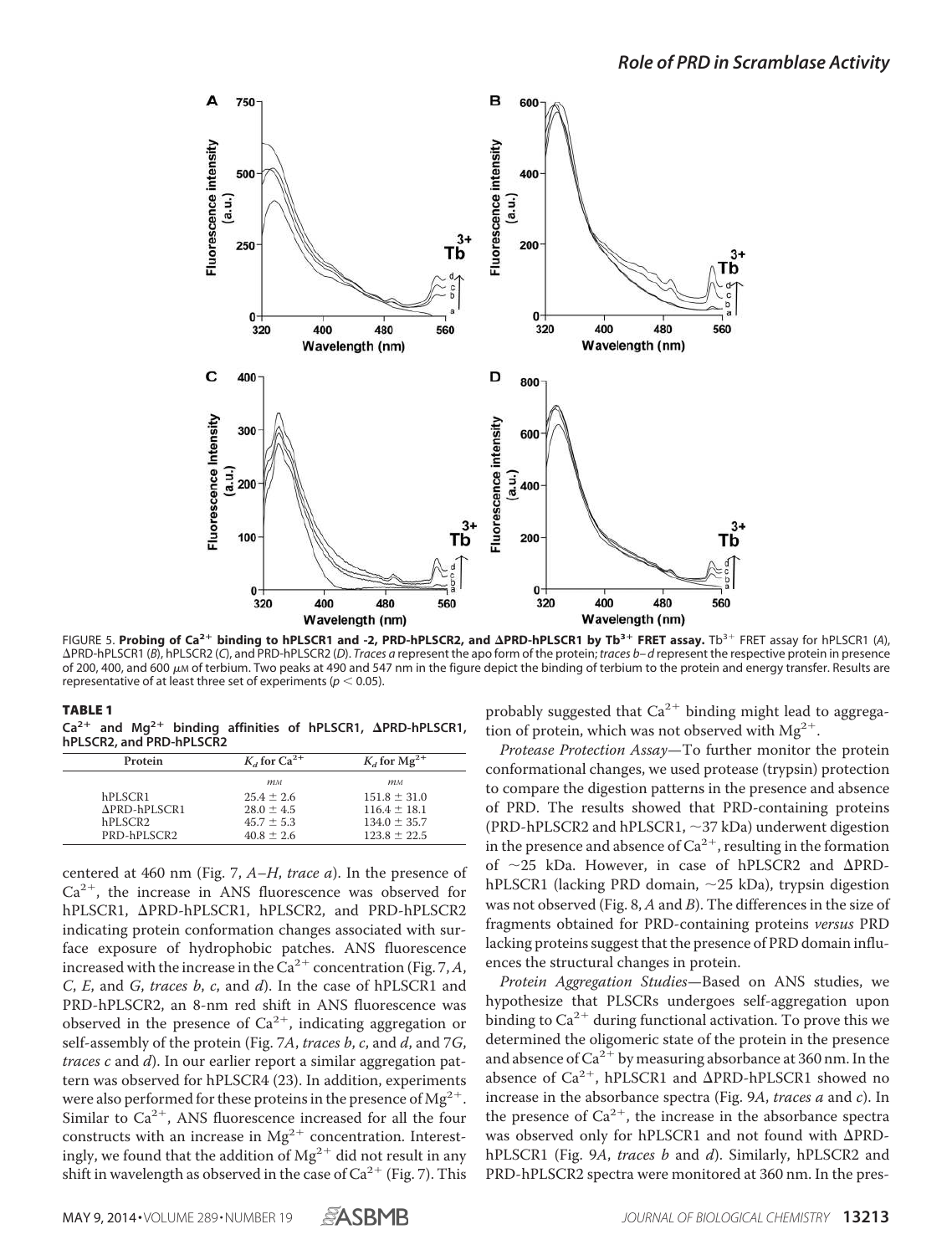FIGURE 5. **Probing of $Ca^{2+}$ binding to hPLSCR1 and -2, PRD-hPLSCR2, and ΔPRD-hPLSCR1 by $Tb^{3+}$ FRET assay.** $Tb^{3+}$ FRET assay for hPLSCR1 (*A*), ΔPRD-hPLSCR1 (*B*), hPLSCR2 (*C*), and PRD-hPLSCR2 (*D*). *Traces a* represent the apo form of the protein; *traces b–d* represent the respective protein in presence of 200, 400, and 600 μM of terbium. Two peaks at 490 and 547 nm in the figure depict the binding of terbium to the protein and energy transfer. Results are representative of at least three set of experiments ($p < 0.05$).

**TABLE 1**
**$Ca^{2+}$ and $Mg^{2+}$ binding affinities of hPLSCR1, ΔPRD-hPLSCR1, hPLSCR2, and PRD-hPLSCR2**

| Protein | $K_d$ for $Ca^{2+}$ | $K_d$ for $Mg^{2+}$ |
|---|---|---|
| | *mM* | *mM* |
| hPLSCR1 | 25.4 ± 2.6 | 151.8 ± 31.0 |
| ΔPRD-hPLSCR1 | 28.0 ± 4.5 | 116.4 ± 18.1 |
| hPLSCR2 | 45.7 ± 5.3 | 134.0 ± 35.7 |
| PRD-hPLSCR2 | 40.8 ± 2.6 | 123.8 ± 22.5 |

centered at 460 nm (Fig. 7, *A–H*, *trace a*). In the presence of $Ca^{2+}$, the increase in ANS fluorescence was observed for hPLSCR1, ΔPRD-hPLSCR1, hPLSCR2, and PRD-hPLSCR2 indicating protein conformation changes associated with surface exposure of hydrophobic patches. ANS fluorescence increased with the increase in the $Ca^{2+}$ concentration (Fig. 7, *A*, *C*, *E*, and *G*, *traces b*, *c*, and *d*). In the case of hPLSCR1 and PRD-hPLSCR2, an 8-nm red shift in ANS fluorescence was observed in the presence of $Ca^{2+}$, indicating aggregation or self-assembly of the protein (Fig. 7*A*, *traces b*, *c*, and *d*, and 7*G*, *traces c* and *d*). In our earlier report a similar aggregation pattern was observed for hPLSCR4 (23). In addition, experiments were also performed for these proteins in the presence of $Mg^{2+}$. Similar to $Ca^{2+}$, ANS fluorescence increased for all the four constructs with an increase in $Mg^{2+}$ concentration. Interestingly, we found that the addition of $Mg^{2+}$ did not result in any shift in wavelength as observed in the case of $Ca^{2+}$ (Fig. 7). This probably suggested that $Ca^{2+}$ binding might lead to aggregation of protein, which was not observed with $Mg^{2+}$.

*Protease Protection Assay*—To further monitor the protein conformational changes, we used protease (trypsin) protection to compare the digestion patterns in the presence and absence of PRD. The results showed that PRD-containing proteins (PRD-hPLSCR2 and hPLSCR1, ~37 kDa) underwent digestion in the presence and absence of $Ca^{2+}$, resulting in the formation of ~25 kDa. However, in case of hPLSCR2 and ΔPRD-hPLSCR1 (lacking PRD domain, ~25 kDa), trypsin digestion was not observed (Fig. 8, *A* and *B*). The differences in the size of fragments obtained for PRD-containing proteins *versus* PRD lacking proteins suggest that the presence of PRD domain influences the structural changes in protein.

*Protein Aggregation Studies*—Based on ANS studies, we hypothesize that PLSCRs undergoes self-aggregation upon binding to $Ca^{2+}$ during functional activation. To prove this we determined the oligomeric state of the protein in the presence and absence of $Ca^{2+}$ by measuring absorbance at 360 nm. In the absence of $Ca^{2+}$, hPLSCR1 and ΔPRD-hPLSCR1 showed no increase in the absorbance spectra (Fig. 9*A*, *traces a* and *c*). In the presence of $Ca^{2+}$, the increase in the absorbance spectra was observed only for hPLSCR1 and not found with ΔPRD-hPLSCR1 (Fig. 9*A*, *traces b* and *d*). Similarly, hPLSCR2 and PRD-hPLSCR2 spectra were monitored at 360 nm. In the pres-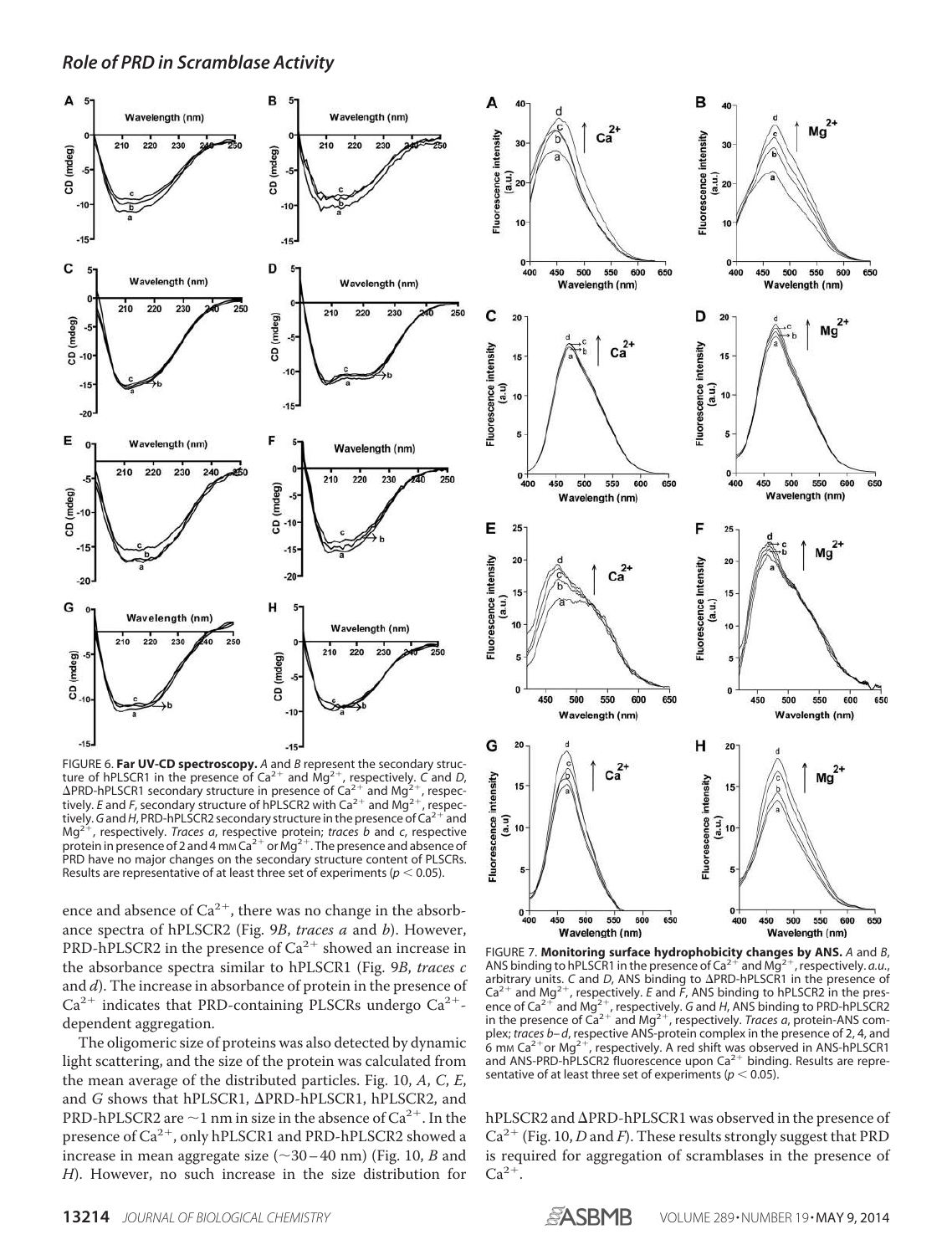FIGURE 6. **Far UV-CD spectroscopy.** *A* and *B* represent the secondary structure of hPLSCR1 in the presence of $Ca^{2+}$ and $Mg^{2+}$, respectively. *C* and *D*, ΔPRD-hPLSCR1 secondary structure in presence of $Ca^{2+}$ and $Mg^{2+}$, respectively. *E* and *F*, secondary structure of hPLSCR2 with $Ca^{2+}$ and $Mg^{2+}$, respectively. *G* and *H*, PRD-hPLSCR2 secondary structure in the presence of $Ca^{2+}$ and $Mg^{2+}$, respectively. *Traces a*, respective protein; *traces b* and *c*, respective protein in presence of 2 and 4 mM $Ca^{2+}$ or $Mg^{2+}$. The presence and absence of PRD have no major changes on the secondary structure content of PLSCRs. Results are representative of at least three set of experiments ($p < 0.05$).

FIGURE 7. **Monitoring surface hydrophobicity changes by ANS.** *A* and *B*, ANS binding to hPLSCR1 in the presence of $Ca^{2+}$ and $Mg^{2+}$, respectively. *a.u.*, arbitrary units. *C* and *D*, ANS binding to ΔPRD-hPLSCR1 in the presence of $Ca^{2+}$ and $Mg^{2+}$, respectively. *E* and *F*, ANS binding to hPLSCR2 in the presence of $Ca^{2+}$ and $Mg^{2+}$, respectively. *G* and *H*, ANS binding to PRD-hPLSCR2 in the presence of $Ca^{2+}$ and $Mg^{2+}$, respectively. *Traces a*, protein-ANS complex; *traces b–d*, respective ANS-protein complex in the presence of 2, 4, and 6 mM $Ca^{2+}$ or $Mg^{2+}$, respectively. A red shift was observed in ANS-hPLSCR1 and ANS-PRD-hPLSCR2 fluorescence upon $Ca^{2+}$ binding. Results are representative of at least three set of experiments ($p < 0.05$).

ence and absence of $Ca^{2+}$, there was no change in the absorbance spectra of hPLSCR2 (Fig. 9*B*, *traces a* and *b*). However, PRD-hPLSCR2 in the presence of $Ca^{2+}$ showed an increase in the absorbance spectra similar to hPLSCR1 (Fig. 9*B*, *traces c* and *d*). The increase in absorbance of protein in the presence of $Ca^{2+}$ indicates that PRD-containing PLSCRs undergo $Ca^{2+}$-dependent aggregation.

The oligomeric size of proteins was also detected by dynamic light scattering, and the size of the protein was calculated from the mean average of the distributed particles. Fig. 10, *A*, *C*, *E*, and *G* shows that hPLSCR1, ΔPRD-hPLSCR1, hPLSCR2, and PRD-hPLSCR2 are ~1 nm in size in the absence of $Ca^{2+}$. In the presence of $Ca^{2+}$, only hPLSCR1 and PRD-hPLSCR2 showed a increase in mean aggregate size (~30–40 nm) (Fig. 10, *B* and *H*). However, no such increase in the size distribution for hPLSCR2 and ΔPRD-hPLSCR1 was observed in the presence of $Ca^{2+}$ (Fig. 10, *D* and *F*). These results strongly suggest that PRD is required for aggregation of scramblases in the presence of $Ca^{2+}$.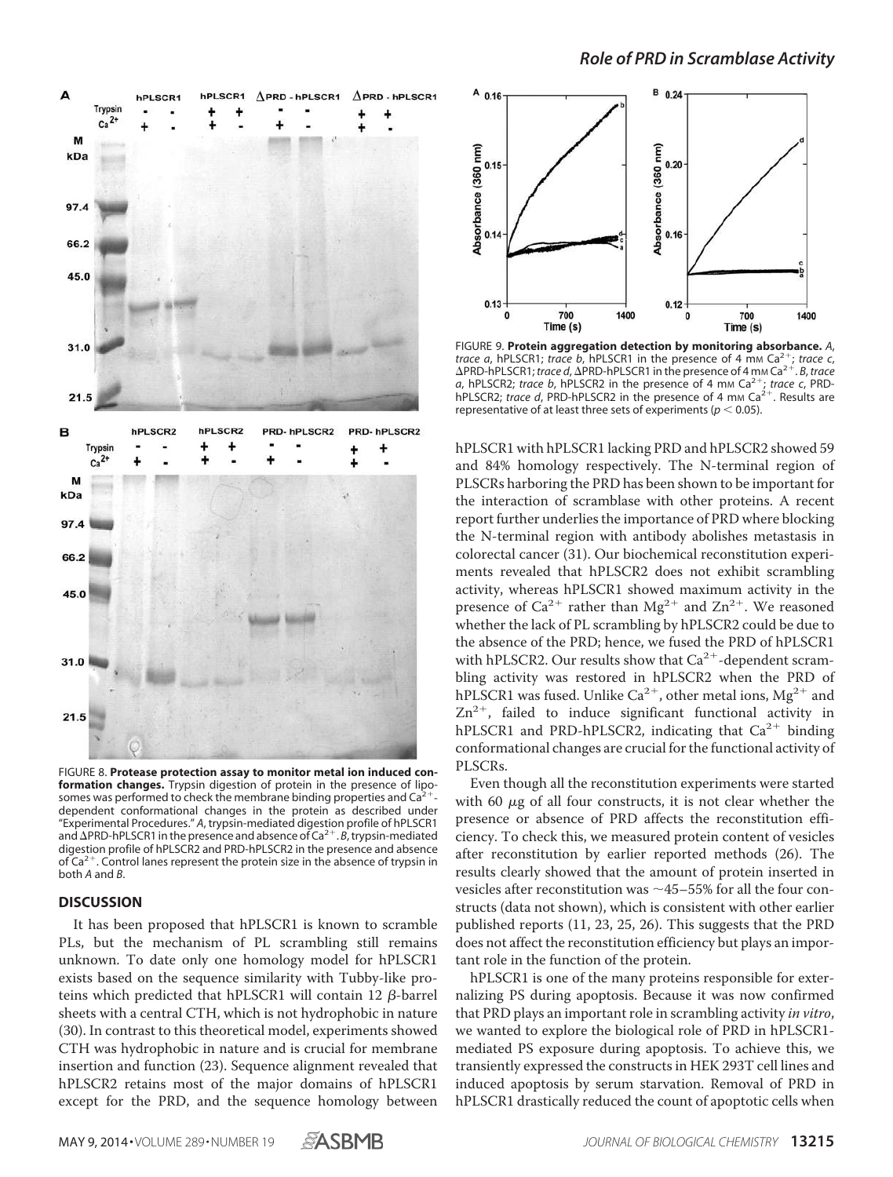FIGURE 8. **Protease protection assay to monitor metal ion induced conformation changes.** Trypsin digestion of protein in the presence of liposomes was performed to check the membrane binding properties and $Ca^{2+}$-dependent conformational changes in the protein as described under "Experimental Procedures." *A*, trypsin-mediated digestion profile of hPLSCR1 and ΔPRD-hPLSCR1 in the presence and absence of $Ca^{2+}$. *B*, trypsin-mediated digestion profile of hPLSCR2 and PRD-hPLSCR2 in the presence and absence of $Ca^{2+}$. Control lanes represent the protein size in the absence of trypsin in both *A* and *B*.

FIGURE 9. **Protein aggregation detection by monitoring absorbance.** *A*, *trace a*, hPLSCR1; *trace b*, hPLSCR1 in the presence of 4 mM $Ca^{2+}$; *trace c*, ΔPRD-hPLSCR1; *trace d*, ΔPRD-hPLSCR1 in the presence of 4 mM $Ca^{2+}$. *B*, *trace a*, hPLSCR2; *trace b*, hPLSCR2 in the presence of 4 mM $Ca^{2+}$; *trace c*, PRD-hPLSCR2; *trace d*, PRD-hPLSCR2 in the presence of 4 mM $Ca^{2+}$. Results are representative of at least three sets of experiments ($p < 0.05$).

## DISCUSSION

It has been proposed that hPLSCR1 is known to scramble PLs, but the mechanism of PL scrambling still remains unknown. To date only one homology model for hPLSCR1 exists based on the sequence similarity with Tubby-like proteins which predicted that hPLSCR1 will contain 12 β-barrel sheets with a central CTH, which is not hydrophobic in nature (30). In contrast to this theoretical model, experiments showed CTH was hydrophobic in nature and is crucial for membrane insertion and function (23). Sequence alignment revealed that hPLSCR2 retains most of the major domains of hPLSCR1 except for the PRD, and the sequence homology between hPLSCR1 with hPLSCR1 lacking PRD and hPLSCR2 showed 59 and 84% homology respectively. The N-terminal region of PLSCRs harboring the PRD has been shown to be important for the interaction of scramblase with other proteins. A recent report further underlies the importance of PRD where blocking the N-terminal region with antibody abolishes metastasis in colorectal cancer (31). Our biochemical reconstitution experiments revealed that hPLSCR2 does not exhibit scrambling activity, whereas hPLSCR1 showed maximum activity in the presence of $Ca^{2+}$ rather than $Mg^{2+}$ and $Zn^{2+}$. We reasoned whether the lack of PL scrambling by hPLSCR2 could be due to the absence of the PRD; hence, we fused the PRD of hPLSCR1 with hPLSCR2. Our results show that $Ca^{2+}$-dependent scrambling activity was restored in hPLSCR2 when the PRD of hPLSCR1 was fused. Unlike $Ca^{2+}$, other metal ions, $Mg^{2+}$ and $Zn^{2+}$, failed to induce significant functional activity in hPLSCR1 and PRD-hPLSCR2, indicating that $Ca^{2+}$ binding conformational changes are crucial for the functional activity of PLSCRs.

Even though all the reconstitution experiments were started with 60 μg of all four constructs, it is not clear whether the presence or absence of PRD affects the reconstitution efficiency. To check this, we measured protein content of vesicles after reconstitution by earlier reported methods (26). The results clearly showed that the amount of protein inserted in vesicles after reconstitution was ~45–55% for all the four constructs (data not shown), which is consistent with other earlier published reports (11, 23, 25, 26). This suggests that the PRD does not affect the reconstitution efficiency but plays an important role in the function of the protein.

hPLSCR1 is one of the many proteins responsible for externalizing PS during apoptosis. Because it was now confirmed that PRD plays an important role in scrambling activity *in vitro*, we wanted to explore the biological role of PRD in hPLSCR1-mediated PS exposure during apoptosis. To achieve this, we transiently expressed the constructs in HEK 293T cell lines and induced apoptosis by serum starvation. Removal of PRD in hPLSCR1 drastically reduced the count of apoptotic cells when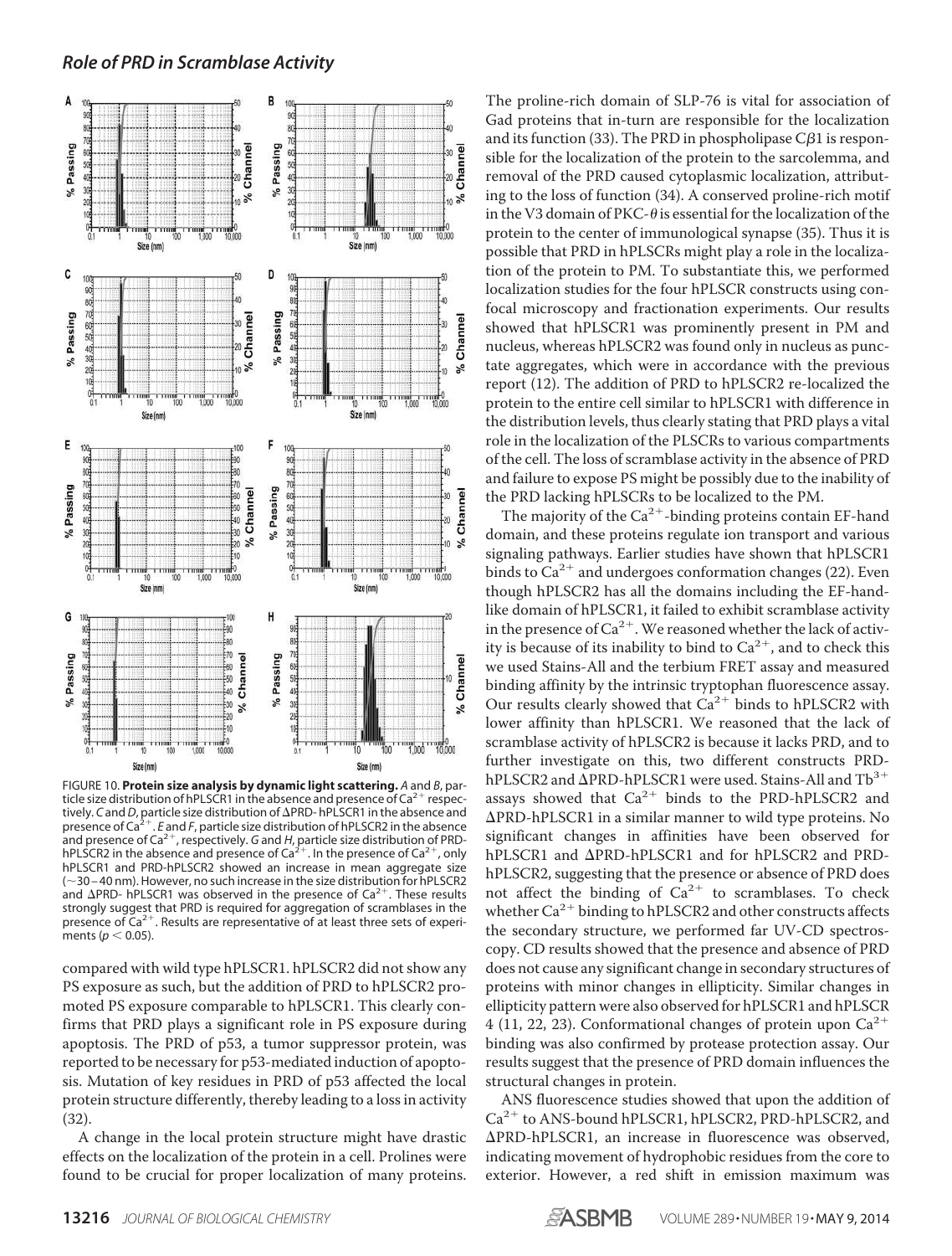FIGURE 10. **Protein size analysis by dynamic light scattering.** *A* and *B*, particle size distribution of hPLSCR1 in the absence and presence of $Ca^{2+}$ respectively. *C* and *D*, particle size distribution of ΔPRD- hPLSCR1 in the absence and presence of $Ca^{2+}$. *E* and *F*, particle size distribution of hPLSCR2 in the absence and presence of $Ca^{2+}$, respectively. *G* and *H*, particle size distribution of PRD-hPLSCR2 in the absence and presence of $Ca^{2+}$. In the presence of $Ca^{2+}$, only hPLSCR1 and PRD-hPLSCR2 showed an increase in mean aggregate size (~30–40 nm). However, no such increase in the size distribution for hPLSCR2 and ΔPRD- hPLSCR1 was observed in the presence of $Ca^{2+}$. These results strongly suggest that PRD is required for aggregation of scramblases in the presence of $Ca^{2+}$. Results are representative of at least three sets of experiments ($p < 0.05$).

compared with wild type hPLSCR1. hPLSCR2 did not show any PS exposure as such, but the addition of PRD to hPLSCR2 promoted PS exposure comparable to hPLSCR1. This clearly confirms that PRD plays a significant role in PS exposure during apoptosis. The PRD of p53, a tumor suppressor protein, was reported to be necessary for p53-mediated induction of apoptosis. Mutation of key residues in PRD of p53 affected the local protein structure differently, thereby leading to a loss in activity (32).

A change in the local protein structure might have drastic effects on the localization of the protein in a cell. Prolines were found to be crucial for proper localization of many proteins. The proline-rich domain of SLP-76 is vital for association of Gad proteins that in-turn are responsible for the localization and its function (33). The PRD in phospholipase Cβ1 is responsible for the localization of the protein to the sarcolemma, and removal of the PRD caused cytoplasmic localization, attributing to the loss of function (34). A conserved proline-rich motif in the V3 domain of PKC-θ is essential for the localization of the protein to the center of immunological synapse (35). Thus it is possible that PRD in hPLSCRs might play a role in the localization of the protein to PM. To substantiate this, we performed localization studies for the four hPLSCR constructs using confocal microscopy and fractionation experiments. Our results showed that hPLSCR1 was prominently present in PM and nucleus, whereas hPLSCR2 was found only in nucleus as punctate aggregates, which were in accordance with the previous report (12). The addition of PRD to hPLSCR2 re-localized the protein to the entire cell similar to hPLSCR1 with difference in the distribution levels, thus clearly stating that PRD plays a vital role in the localization of the PLSCRs to various compartments of the cell. The loss of scramblase activity in the absence of PRD and failure to expose PS might be possibly due to the inability of the PRD lacking hPLSCRs to be localized to the PM.

The majority of the $Ca^{2+}$-binding proteins contain EF-hand domain, and these proteins regulate ion transport and various signaling pathways. Earlier studies have shown that hPLSCR1 binds to $Ca^{2+}$ and undergoes conformation changes (22). Even though hPLSCR2 has all the domains including the EF-hand-like domain of hPLSCR1, it failed to exhibit scramblase activity in the presence of $Ca^{2+}$. We reasoned whether the lack of activity is because of its inability to bind to $Ca^{2+}$, and to check this we used Stains-All and the terbium FRET assay and measured binding affinity by the intrinsic tryptophan fluorescence assay. Our results clearly showed that $Ca^{2+}$ binds to hPLSCR2 with lower affinity than hPLSCR1. We reasoned that the lack of scramblase activity of hPLSCR2 is because it lacks PRD, and to further investigate on this, two different constructs PRD-hPLSCR2 and ΔPRD-hPLSCR1 were used. Stains-All and $Tb^{3+}$ assays showed that $Ca^{2+}$ binds to the PRD-hPLSCR2 and ΔPRD-hPLSCR1 in a similar manner to wild type proteins. No significant changes in affinities have been observed for hPLSCR1 and ΔPRD-hPLSCR1 and for hPLSCR2 and PRD-hPLSCR2, suggesting that the presence or absence of PRD does not affect the binding of $Ca^{2+}$ to scramblases. To check whether $Ca^{2+}$ binding to hPLSCR2 and other constructs affects the secondary structure, we performed far UV-CD spectroscopy. CD results showed that the presence and absence of PRD does not cause any significant change in secondary structures of proteins with minor changes in ellipticity. Similar changes in ellipticity pattern were also observed for hPLSCR1 and hPLSCR 4 (11, 22, 23). Conformational changes of protein upon $Ca^{2+}$ binding was also confirmed by protease protection assay. Our results suggest that the presence of PRD domain influences the structural changes in protein.

ANS fluorescence studies showed that upon the addition of $Ca^{2+}$ to ANS-bound hPLSCR1, hPLSCR2, PRD-hPLSCR2, and ΔPRD-hPLSCR1, an increase in fluorescence was observed, indicating movement of hydrophobic residues from the core to exterior. However, a red shift in emission maximum was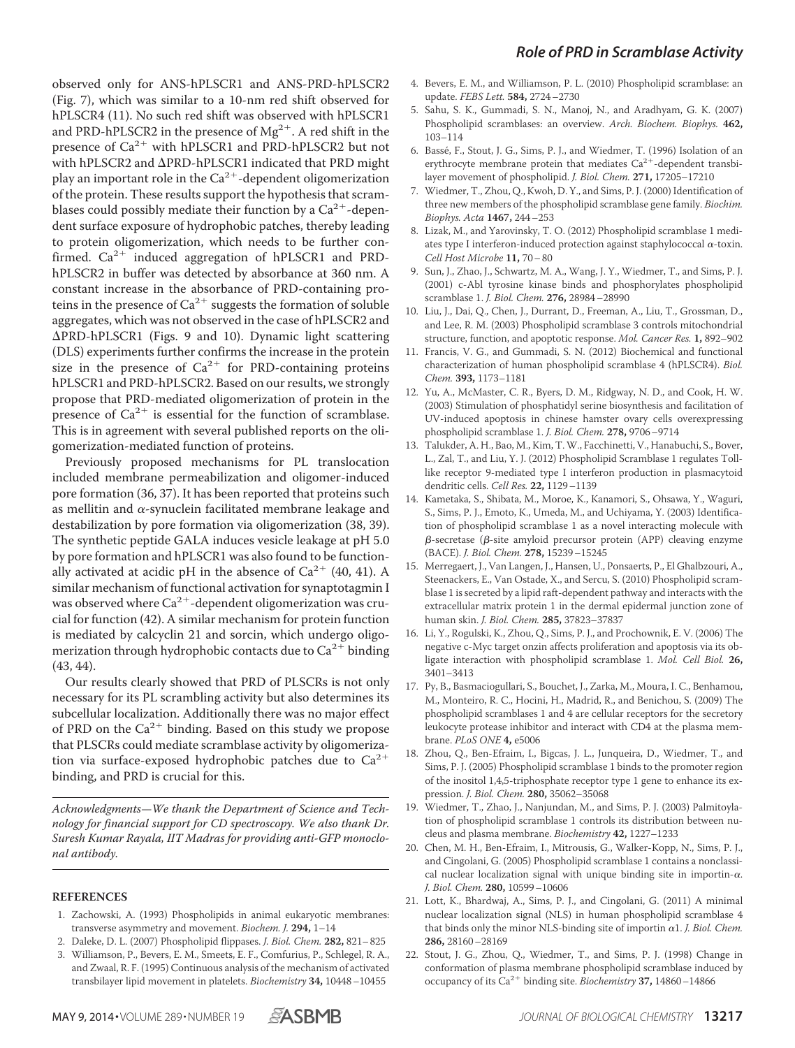observed only for ANS-hPLSCR1 and ANS-PRD-hPLSCR2 (Fig. 7), which was similar to a 10-nm red shift observed for hPLSCR4 (11). No such red shift was observed with hPLSCR1 and PRD-hPLSCR2 in the presence of $Mg^{2+}$. A red shift in the presence of $Ca^{2+}$ with hPLSCR1 and PRD-hPLSCR2 but not with hPLSCR2 and ΔPRD-hPLSCR1 indicated that PRD might play an important role in the $Ca^{2+}$-dependent oligomerization of the protein. These results support the hypothesis that scramblases could possibly mediate their function by a $Ca^{2+}$-dependent surface exposure of hydrophobic patches, thereby leading to protein oligomerization, which needs to be further confirmed. $Ca^{2+}$ induced aggregation of hPLSCR1 and PRD-hPLSCR2 in buffer was detected by absorbance at 360 nm. A constant increase in the absorbance of PRD-containing proteins in the presence of $Ca^{2+}$ suggests the formation of soluble aggregates, which was not observed in the case of hPLSCR2 and ΔPRD-hPLSCR1 (Figs. 9 and 10). Dynamic light scattering (DLS) experiments further confirms the increase in the protein size in the presence of $Ca^{2+}$ for PRD-containing proteins hPLSCR1 and PRD-hPLSCR2. Based on our results, we strongly propose that PRD-mediated oligomerization of protein in the presence of $Ca^{2+}$ is essential for the function of scramblase. This is in agreement with several published reports on the oligomerization-mediated function of proteins.

Previously proposed mechanisms for PL translocation included membrane permeabilization and oligomer-induced pore formation (36, 37). It has been reported that proteins such as mellitin and α-synuclein facilitated membrane leakage and destabilization by pore formation via oligomerization (38, 39). The synthetic peptide GALA induces vesicle leakage at pH 5.0 by pore formation and hPLSCR1 was also found to be functionally activated at acidic pH in the absence of $Ca^{2+}$ (40, 41). A similar mechanism of functional activation for synaptotagmin I was observed where $Ca^{2+}$-dependent oligomerization was crucial for function (42). A similar mechanism for protein function is mediated by calcyclin 21 and sorcin, which undergo oligomerization through hydrophobic contacts due to $Ca^{2+}$ binding (43, 44).

Our results clearly showed that PRD of PLSCRs is not only necessary for its PL scrambling activity but also determines its subcellular localization. Additionally there was no major effect of PRD on the $Ca^{2+}$ binding. Based on this study we propose that PLSCRs could mediate scramblase activity by oligomerization via surface-exposed hydrophobic patches due to $Ca^{2+}$ binding, and PRD is crucial for this.

*Acknowledgments—We thank the Department of Science and Technology for financial support for CD spectroscopy. We also thank Dr. Suresh Kumar Rayala, IIT Madras for providing anti-GFP monoclonal antibody.*

## REFERENCES

1. Zachowski, A. (1993) Phospholipids in animal eukaryotic membranes: transverse asymmetry and movement. *Biochem. J.* **294,** 1–14
2. Daleke, D. L. (2007) Phospholipid flippases. *J. Biol. Chem.* **282,** 821–825
3. Williamson, P., Bevers, E. M., Smeets, E. F., Comfurius, P., Schlegel, R. A., and Zwaal, R. F. (1995) Continuous analysis of the mechanism of activated transbilayer lipid movement in platelets. *Biochemistry* **34,** 10448–10455
4. Bevers, E. M., and Williamson, P. L. (2010) Phospholipid scramblase: an update. *FEBS Lett.* **584,** 2724–2730
5. Sahu, S. K., Gummadi, S. N., Manoj, N., and Aradhyam, G. K. (2007) Phospholipid scramblases: an overview. *Arch. Biochem. Biophys.* **462,** 103–114
6. Bassé, F., Stout, J. G., Sims, P. J., and Wiedmer, T. (1996) Isolation of an erythrocyte membrane protein that mediates $Ca^{2+}$-dependent transbilayer movement of phospholipid. *J. Biol. Chem.* **271,** 17205–17210
7. Wiedmer, T., Zhou, Q., Kwoh, D. Y., and Sims, P. J. (2000) Identification of three new members of the phospholipid scramblase gene family. *Biochim. Biophys. Acta* **1467,** 244–253
8. Lizak, M., and Yarovinsky, T. O. (2012) Phospholipid scramblase 1 mediates type I interferon-induced protection against staphylococcal α-toxin. *Cell Host Microbe* **11,** 70–80
9. Sun, J., Zhao, J., Schwartz, M. A., Wang, J. Y., Wiedmer, T., and Sims, P. J. (2001) c-Abl tyrosine kinase binds and phosphorylates phospholipid scramblase 1. *J. Biol. Chem.* **276,** 28984–28990
10. Liu, J., Dai, Q., Chen, J., Durrant, D., Freeman, A., Liu, T., Grossman, D., and Lee, R. M. (2003) Phospholipid scramblase 3 controls mitochondrial structure, function, and apoptotic response. *Mol. Cancer Res.* **1,** 892–902
11. Francis, V. G., and Gummadi, S. N. (2012) Biochemical and functional characterization of human phospholipid scramblase 4 (hPLSCR4). *Biol. Chem.* **393,** 1173–1181
12. Yu, A., McMaster, C. R., Byers, D. M., Ridgway, N. D., and Cook, H. W. (2003) Stimulation of phosphatidyl serine biosynthesis and facilitation of UV-induced apoptosis in chinese hamster ovary cells overexpressing phospholipid scramblase 1. *J. Biol. Chem.* **278,** 9706–9714
13. Talukder, A. H., Bao, M., Kim, T. W., Facchinetti, V., Hanabuchi, S., Bover, L., Zal, T., and Liu, Y. J. (2012) Phospholipid Scramblase 1 regulates Toll-like receptor 9-mediated type I interferon production in plasmacytoid dendritic cells. *Cell Res.* **22,** 1129–1139
14. Kametaka, S., Shibata, M., Moroe, K., Kanamori, S., Ohsawa, Y., Waguri, S., Sims, P. J., Emoto, K., Umeda, M., and Uchiyama, Y. (2003) Identification of phospholipid scramblase 1 as a novel interacting molecule with β-secretase (β-site amyloid precursor protein (APP) cleaving enzyme (BACE). *J. Biol. Chem.* **278,** 15239–15245
15. Merregaert, J., Van Langen, J., Hansen, U., Ponsaerts, P., El Ghalbzouri, A., Steenackers, E., Van Ostade, X., and Sercu, S. (2010) Phospholipid scramblase 1 is secreted by a lipid raft-dependent pathway and interacts with the extracellular matrix protein 1 in the dermal epidermal junction zone of human skin. *J. Biol. Chem.* **285,** 37823–37837
16. Li, Y., Rogulski, K., Zhou, Q., Sims, P. J., and Prochownik, E. V. (2006) The negative c-Myc target onzin affects proliferation and apoptosis via its obligate interaction with phospholipid scramblase 1. *Mol. Cell Biol.* **26,** 3401–3413
17. Py, B., Basmaciogullari, S., Bouchet, J., Zarka, M., Moura, I. C., Benhamou, M., Monteiro, R. C., Hocini, H., Madrid, R., and Benichou, S. (2009) The phospholipid scramblases 1 and 4 are cellular receptors for the secretory leukocyte protease inhibitor and interact with CD4 at the plasma membrane. *PLoS ONE* **4,** e5006
18. Zhou, Q., Ben-Efraim, I., Bigcas, J. L., Junqueira, D., Wiedmer, T., and Sims, P. J. (2005) Phospholipid scramblase 1 binds to the promoter region of the inositol 1,4,5-triphosphate receptor type 1 gene to enhance its expression. *J. Biol. Chem.* **280,** 35062–35068
19. Wiedmer, T., Zhao, J., Nanjundan, M., and Sims, P. J. (2003) Palmitoylation of phospholipid scramblase 1 controls its distribution between nucleus and plasma membrane. *Biochemistry* **42,** 1227–1233
20. Chen, M. H., Ben-Efraim, I., Mitrousis, G., Walker-Kopp, N., Sims, P. J., and Cingolani, G. (2005) Phospholipid scramblase 1 contains a nonclassical nuclear localization signal with unique binding site in importin-α. *J. Biol. Chem.* **280,** 10599–10606
21. Lott, K., Bhardwaj, A., Sims, P. J., and Cingolani, G. (2011) A minimal nuclear localization signal (NLS) in human phospholipid scramblase 4 that binds only the minor NLS-binding site of importin α1. *J. Biol. Chem.* **286,** 28160–28169
22. Stout, J. G., Zhou, Q., Wiedmer, T., and Sims, P. J. (1998) Change in conformation of plasma membrane phospholipid scramblase induced by occupancy of its $Ca^{2+}$ binding site. *Biochemistry* **37,** 14860–14866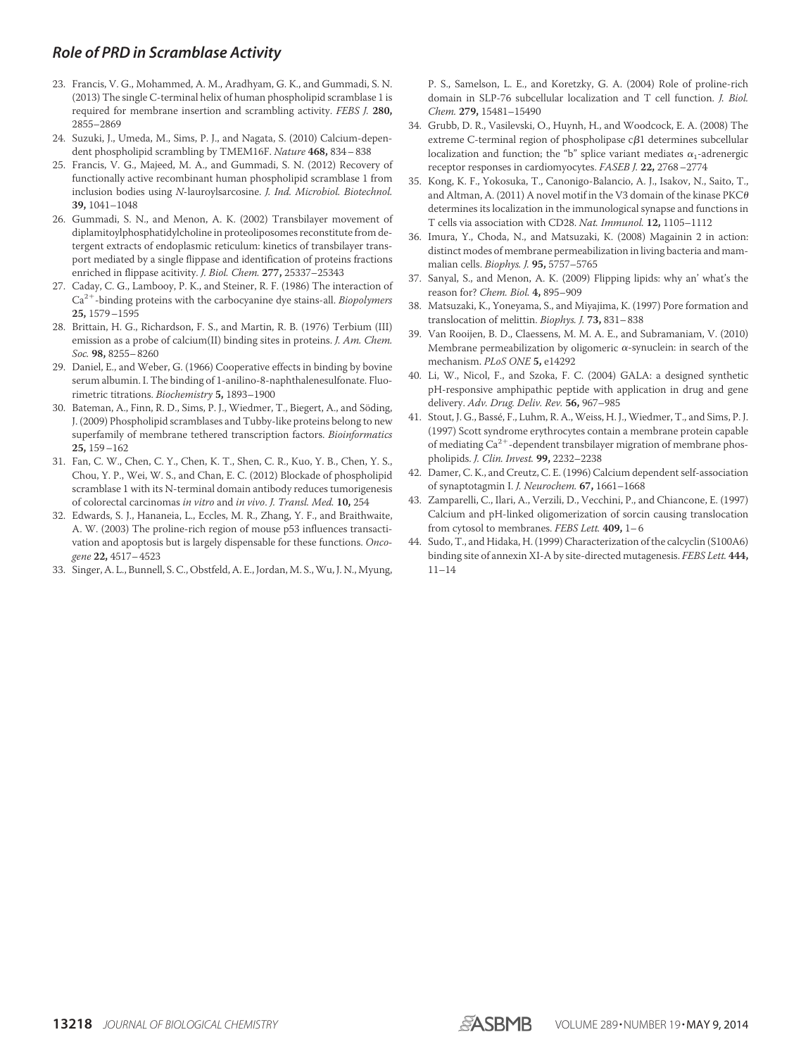23. Francis, V. G., Mohammed, A. M., Aradhyam, G. K., and Gummadi, S. N. (2013) The single C-terminal helix of human phospholipid scramblase 1 is required for membrane insertion and scrambling activity. *FEBS J.* **280,** 2855–2869
24. Suzuki, J., Umeda, M., Sims, P. J., and Nagata, S. (2010) Calcium-dependent phospholipid scrambling by TMEM16F. *Nature* **468,** 834–838
25. Francis, V. G., Majeed, M. A., and Gummadi, S. N. (2012) Recovery of functionally active recombinant human phospholipid scramblase 1 from inclusion bodies using *N*-lauroylsarcosine. *J. Ind. Microbiol. Biotechnol.* **39,** 1041–1048
26. Gummadi, S. N., and Menon, A. K. (2002) Transbilayer movement of diplamitoylphosphatidylcholine in proteoliposomes reconstitute from detergent extracts of endoplasmic reticulum: kinetics of transbilayer transport mediated by a single flippase and identification of proteins fractions enriched in flippase acitivity. *J. Biol. Chem.* **277,** 25337–25343
27. Caday, C. G., Lambooy, P. K., and Steiner, R. F. (1986) The interaction of $Ca^{2+}$-binding proteins with the carbocyanine dye stains-all. *Biopolymers* **25,** 1579–1595
28. Brittain, H. G., Richardson, F. S., and Martin, R. B. (1976) Terbium (III) emission as a probe of calcium(II) binding sites in proteins. *J. Am. Chem. Soc.* **98,** 8255–8260
29. Daniel, E., and Weber, G. (1966) Cooperative effects in binding by bovine serum albumin. I. The binding of 1-anilino-8-naphthalenesulfonate. Fluorimetric titrations. *Biochemistry* **5,** 1893–1900
30. Bateman, A., Finn, R. D., Sims, P. J., Wiedmer, T., Biegert, A., and Söding, J. (2009) Phospholipid scramblases and Tubby-like proteins belong to new superfamily of membrane tethered transcription factors. *Bioinformatics* **25,** 159–162
31. Fan, C. W., Chen, C. Y., Chen, K. T., Shen, C. R., Kuo, Y. B., Chen, Y. S., Chou, Y. P., Wei, W. S., and Chan, E. C. (2012) Blockade of phospholipid scramblase 1 with its N-terminal domain antibody reduces tumorigenesis of colorectal carcinomas *in vitro* and *in vivo*. *J. Transl. Med.* **10,** 254
32. Edwards, S. J., Hananeia, L., Eccles, M. R., Zhang, Y. F., and Braithwaite, A. W. (2003) The proline-rich region of mouse p53 influences transactivation and apoptosis but is largely dispensable for these functions. *Oncogene* **22,** 4517–4523
33. Singer, A. L., Bunnell, S. C., Obstfeld, A. E., Jordan, M. S., Wu, J. N., Myung, P. S., Samelson, L. E., and Koretzky, G. A. (2004) Role of proline-rich domain in SLP-76 subcellular localization and T cell function. *J. Biol. Chem.* **279,** 15481–15490
34. Grubb, D. R., Vasilevski, O., Huynh, H., and Woodcock, E. A. (2008) The extreme C-terminal region of phospholipase c$\beta$1 determines subcellular localization and function; the "b" splice variant mediates $\alpha_1$-adrenergic receptor responses in cardiomyocytes. *FASEB J.* **22,** 2768–2774
35. Kong, K. F., Yokosuka, T., Canonigo-Balancio, A. J., Isakov, N., Saito, T., and Altman, A. (2011) A novel motif in the V3 domain of the kinase PKC$\theta$ determines its localization in the immunological synapse and functions in T cells via association with CD28. *Nat. Immunol.* **12,** 1105–1112
36. Imura, Y., Choda, N., and Matsuzaki, K. (2008) Magainin 2 in action: distinct modes of membrane permeabilization in living bacteria and mammalian cells. *Biophys. J.* **95,** 5757–5765
37. Sanyal, S., and Menon, A. K. (2009) Flipping lipids: why an' what's the reason for? *Chem. Biol.* **4,** 895–909
38. Matsuzaki, K., Yoneyama, S., and Miyajima, K. (1997) Pore formation and translocation of melittin. *Biophys. J.* **73,** 831–838
39. Van Rooijen, B. D., Claessens, M. M. A. E., and Subramaniam, V. (2010) Membrane permeabilization by oligomeric $\alpha$-synuclein: in search of the mechanism. *PLoS ONE* **5,** e14292
40. Li, W., Nicol, F., and Szoka, F. C. (2004) GALA: a designed synthetic pH-responsive amphipathic peptide with application in drug and gene delivery. *Adv. Drug. Deliv. Rev.* **56,** 967–985
41. Stout, J. G., Bassé, F., Luhm, R. A., Weiss, H. J., Wiedmer, T., and Sims, P. J. (1997) Scott syndrome erythrocytes contain a membrane protein capable of mediating $Ca^{2+}$-dependent transbilayer migration of membrane phospholipids. *J. Clin. Invest.* **99,** 2232–2238
42. Damer, C. K., and Creutz, C. E. (1996) Calcium dependent self-association of synaptotagmin I. *J. Neurochem.* **67,** 1661–1668
43. Zamparelli, C., Ilari, A., Verzili, D., Vecchini, P., and Chiancone, E. (1997) Calcium and pH-linked oligomerization of sorcin causing translocation from cytosol to membranes. *FEBS Lett.* **409,** 1–6
44. Sudo, T., and Hidaka, H. (1999) Characterization of the calcyclin (S100A6) binding site of annexin XI-A by site-directed mutagenesis. *FEBS Lett.* **444,** 11–14